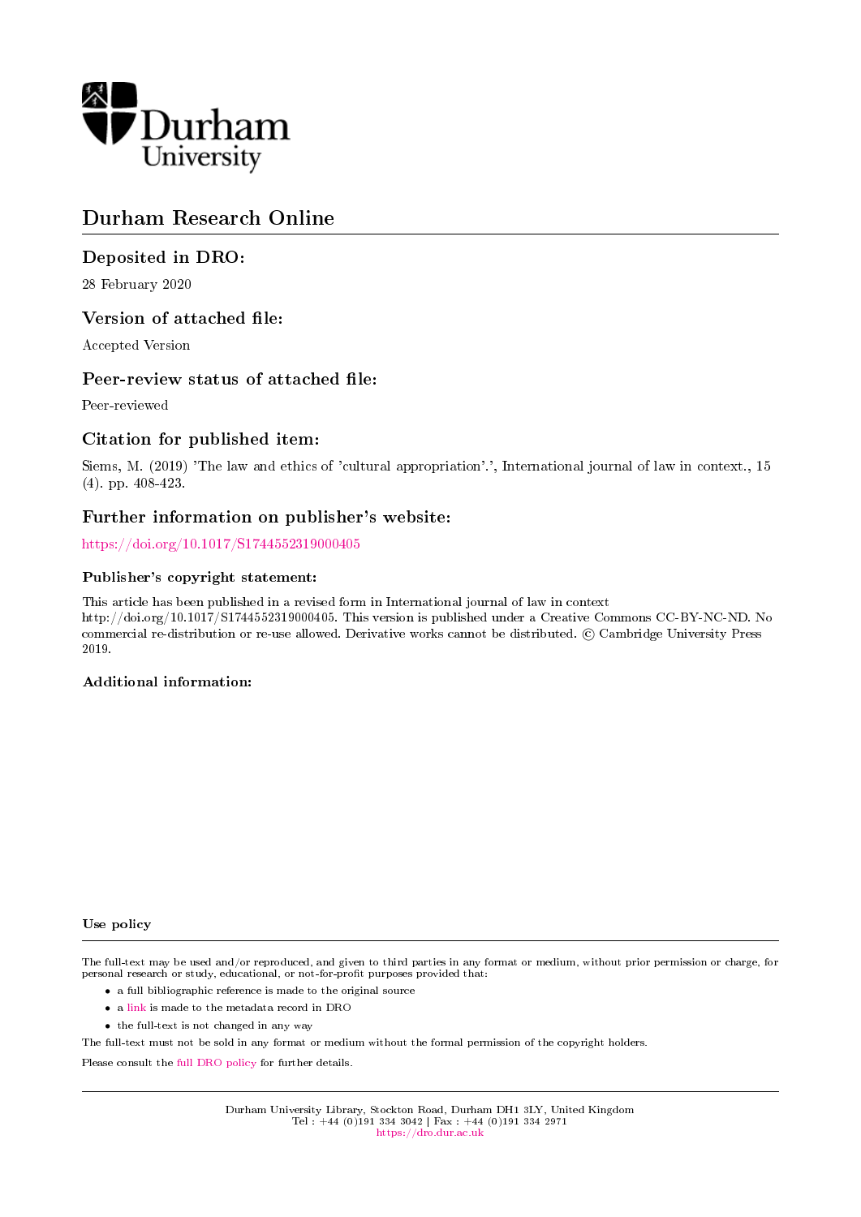Durham University

# Durham Research Online

## Deposited in DRO:

28 February 2020

## Version of attached file:

Accepted Version

## Peer-review status of attached file:

Peer-reviewed

## Citation for published item:

Siems, M. (2019) 'The law and ethics of 'cultural appropriation'.', International journal of law in context., 15 (4). pp. 408-423.

## Further information on publisher's website:

https://doi.org/10.1017/S1744552319000405

### Publisher's copyright statement:

This article has been published in a revised form in International journal of law in context http://doi.org/10.1017/S1744552319000405. This version is published under a Creative Commons CC-BY-NC-ND. No commercial re-distribution or re-use allowed. Derivative works cannot be distributed. © Cambridge University Press 2019.

### Additional information:

### Use policy

The full-text may be used and/or reproduced, and given to third parties in any format or medium, without prior permission or charge, for personal research or study, educational, or not-for-profit purposes provided that:

- a full bibliographic reference is made to the original source
- a link is made to the metadata record in DRO
- the full-text is not changed in any way

The full-text must not be sold in any format or medium without the formal permission of the copyright holders.

Please consult the full DRO policy for further details.

Durham University Library, Stockton Road, Durham DH1 3LY, United Kingdom
Tel : +44 (0)191 334 3042 | Fax : +44 (0)191 334 2971
https://dro.dur.ac.uk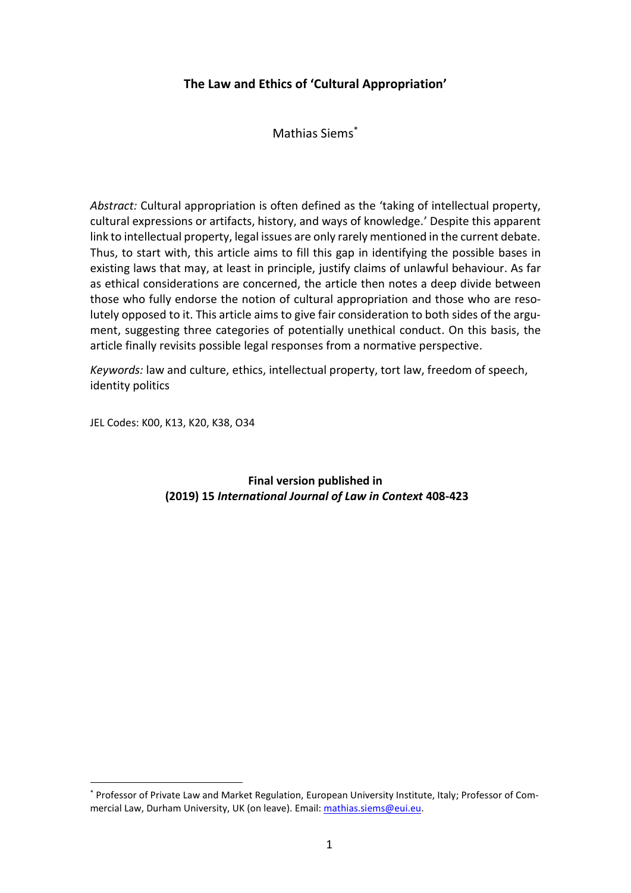**The Law and Ethics of 'Cultural Appropriation'**

Mathias Siems[*]

*Abstract:* Cultural appropriation is often defined as the 'taking of intellectual property, cultural expressions or artifacts, history, and ways of knowledge.' Despite this apparent link to intellectual property, legal issues are only rarely mentioned in the current debate. Thus, to start with, this article aims to fill this gap in identifying the possible bases in existing laws that may, at least in principle, justify claims of unlawful behaviour. As far as ethical considerations are concerned, the article then notes a deep divide between those who fully endorse the notion of cultural appropriation and those who are resolutely opposed to it. This article aims to give fair consideration to both sides of the argument, suggesting three categories of potentially unethical conduct. On this basis, the article finally revisits possible legal responses from a normative perspective.

*Keywords:* law and culture, ethics, intellectual property, tort law, freedom of speech, identity politics

JEL Codes: K00, K13, K20, K38, O34

**Final version published in**
**(2019) 15 *International Journal of Law in Context* 408-423**

[*] Professor of Private Law and Market Regulation, European University Institute, Italy; Professor of Commercial Law, Durham University, UK (on leave). Email: mathias.siems@eui.eu.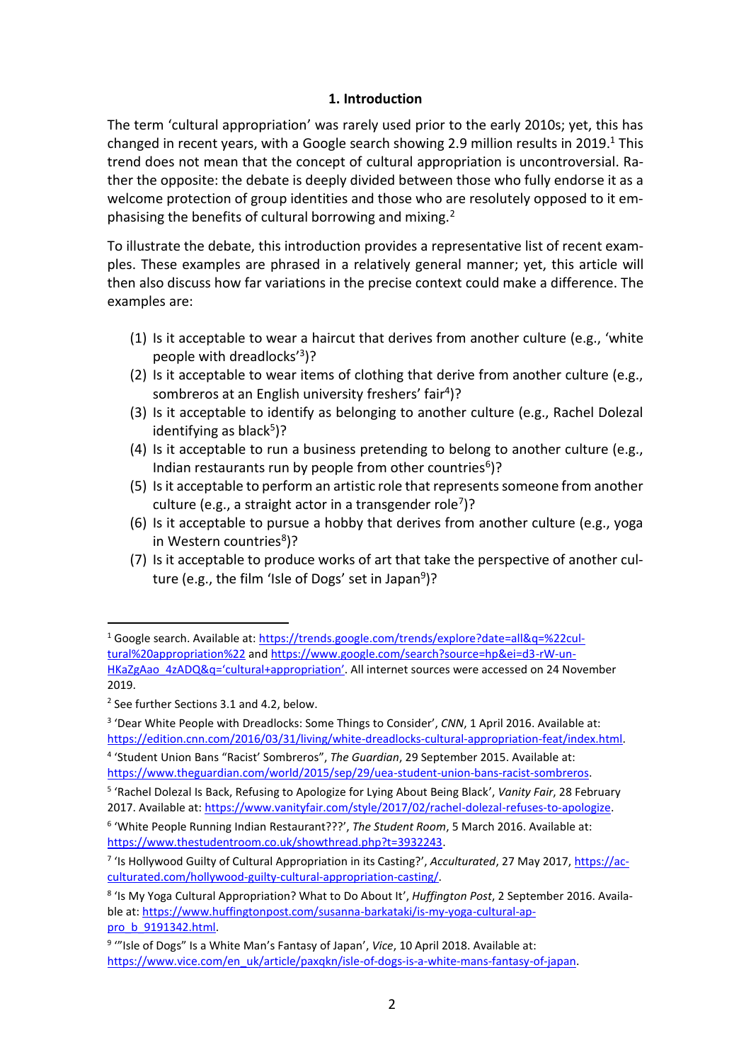## 1. Introduction

The term 'cultural appropriation' was rarely used prior to the early 2010s; yet, this has changed in recent years, with a Google search showing 2.9 million results in 2019.[1] This trend does not mean that the concept of cultural appropriation is uncontroversial. Rather the opposite: the debate is deeply divided between those who fully endorse it as a welcome protection of group identities and those who are resolutely opposed to it emphasising the benefits of cultural borrowing and mixing.[2]

To illustrate the debate, this introduction provides a representative list of recent examples. These examples are phrased in a relatively general manner; yet, this article will then also discuss how far variations in the precise context could make a difference. The examples are:

(1) Is it acceptable to wear a haircut that derives from another culture (e.g., 'white people with dreadlocks'[3])?
(2) Is it acceptable to wear items of clothing that derive from another culture (e.g., sombreros at an English university freshers' fair[4])?
(3) Is it acceptable to identify as belonging to another culture (e.g., Rachel Dolezal identifying as black[5])?
(4) Is it acceptable to run a business pretending to belong to another culture (e.g., Indian restaurants run by people from other countries[6])?
(5) Is it acceptable to perform an artistic role that represents someone from another culture (e.g., a straight actor in a transgender role[7])?
(6) Is it acceptable to pursue a hobby that derives from another culture (e.g., yoga in Western countries[8])?
(7) Is it acceptable to produce works of art that take the perspective of another culture (e.g., the film 'Isle of Dogs' set in Japan[9])?

---

[1] Google search. Available at: https://trends.google.com/trends/explore?date=all&q=%22cultural%20appropriation%22 and https://www.google.com/search?source=hp&ei=d3-rW-unHKaZgAao_4zADQ&q='cultural+appropriation'. All internet sources were accessed on 24 November 2019.

[2] See further Sections 3.1 and 4.2, below.

[3] 'Dear White People with Dreadlocks: Some Things to Consider', *CNN*, 1 April 2016. Available at: https://edition.cnn.com/2016/03/31/living/white-dreadlocks-cultural-appropriation-feat/index.html.

[4] 'Student Union Bans "Racist" Sombreros", *The Guardian*, 29 September 2015. Available at: https://www.theguardian.com/world/2015/sep/29/uea-student-union-bans-racist-sombreros.

[5] 'Rachel Dolezal Is Back, Refusing to Apologize for Lying About Being Black', *Vanity Fair*, 28 February 2017. Available at: https://www.vanityfair.com/style/2017/02/rachel-dolezal-refuses-to-apologize.

[6] 'White People Running Indian Restaurant???', *The Student Room*, 5 March 2016. Available at: https://www.thestudentroom.co.uk/showthread.php?t=3932243.

[7] 'Is Hollywood Guilty of Cultural Appropriation in its Casting?', *Acculturated*, 27 May 2017, https://acculturated.com/hollywood-guilty-cultural-appropriation-casting/.

[8] 'Is My Yoga Cultural Appropriation? What to Do About It', *Huffington Post*, 2 September 2016. Available at: https://www.huffingtonpost.com/susanna-barkataki/is-my-yoga-cultural-appro_b_9191342.html.

[9] '"Isle of Dogs" Is a White Man's Fantasy of Japan', *Vice*, 10 April 2018. Available at: https://www.vice.com/en_uk/article/paxqkn/isle-of-dogs-is-a-white-mans-fantasy-of-japan.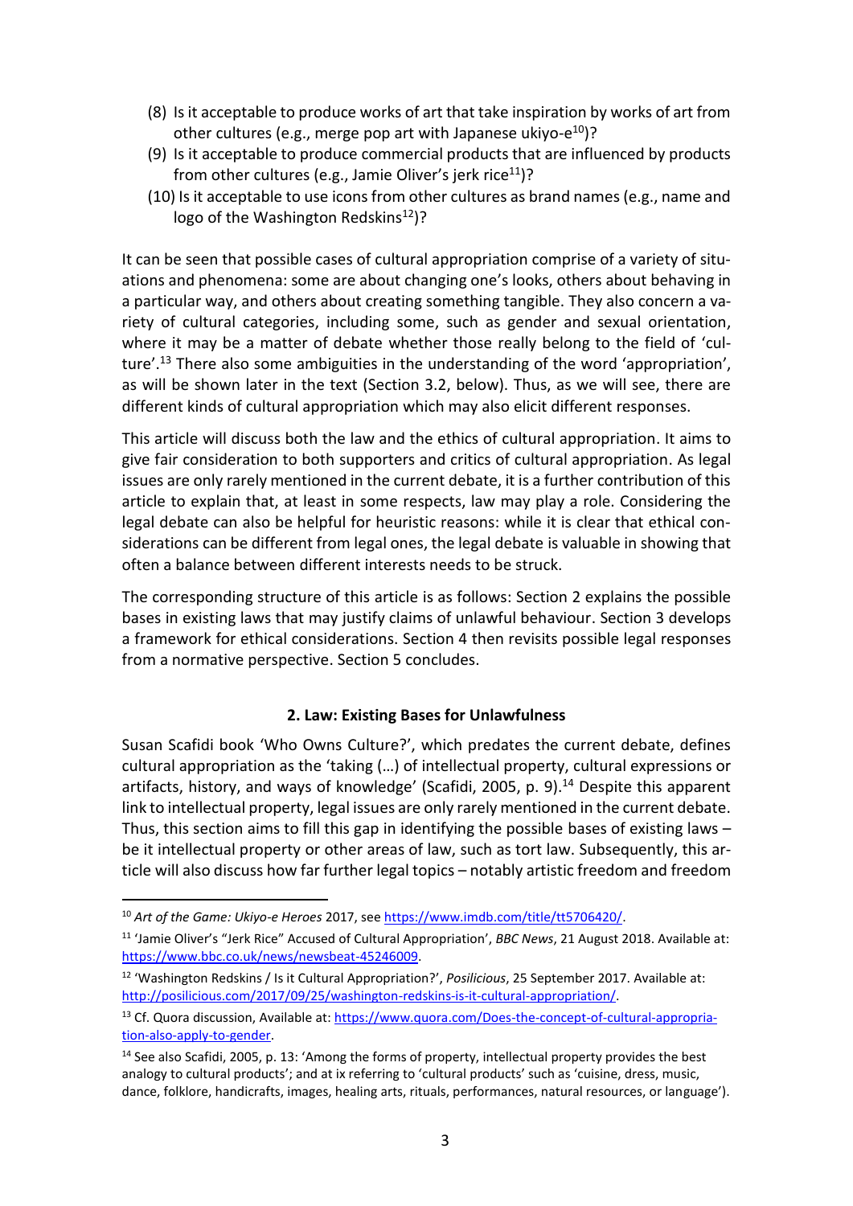(8) Is it acceptable to produce works of art that take inspiration by works of art from other cultures (e.g., merge pop art with Japanese ukiyo-e[10])?
(9) Is it acceptable to produce commercial products that are influenced by products from other cultures (e.g., Jamie Oliver's jerk rice[11])?
(10) Is it acceptable to use icons from other cultures as brand names (e.g., name and logo of the Washington Redskins[12])?

It can be seen that possible cases of cultural appropriation comprise of a variety of situations and phenomena: some are about changing one's looks, others about behaving in a particular way, and others about creating something tangible. They also concern a variety of cultural categories, including some, such as gender and sexual orientation, where it may be a matter of debate whether those really belong to the field of 'culture'.[13] There also some ambiguities in the understanding of the word 'appropriation', as will be shown later in the text (Section 3.2, below). Thus, as we will see, there are different kinds of cultural appropriation which may also elicit different responses.

This article will discuss both the law and the ethics of cultural appropriation. It aims to give fair consideration to both supporters and critics of cultural appropriation. As legal issues are only rarely mentioned in the current debate, it is a further contribution of this article to explain that, at least in some respects, law may play a role. Considering the legal debate can also be helpful for heuristic reasons: while it is clear that ethical considerations can be different from legal ones, the legal debate is valuable in showing that often a balance between different interests needs to be struck.

The corresponding structure of this article is as follows: Section 2 explains the possible bases in existing laws that may justify claims of unlawful behaviour. Section 3 develops a framework for ethical considerations. Section 4 then revisits possible legal responses from a normative perspective. Section 5 concludes.

## 2. Law: Existing Bases for Unlawfulness

Susan Scafidi book 'Who Owns Culture?', which predates the current debate, defines cultural appropriation as the 'taking (…) of intellectual property, cultural expressions or artifacts, history, and ways of knowledge' (Scafidi, 2005, p. 9).[14] Despite this apparent link to intellectual property, legal issues are only rarely mentioned in the current debate. Thus, this section aims to fill this gap in identifying the possible bases of existing laws – be it intellectual property or other areas of law, such as tort law. Subsequently, this article will also discuss how far further legal topics – notably artistic freedom and freedom

---

[10] *Art of the Game: Ukiyo-e Heroes* 2017, see https://www.imdb.com/title/tt5706420/.

[11] 'Jamie Oliver's "Jerk Rice" Accused of Cultural Appropriation', *BBC News*, 21 August 2018. Available at: https://www.bbc.co.uk/news/newsbeat-45246009.

[12] 'Washington Redskins / Is it Cultural Appropriation?', *Posilicious*, 25 September 2017. Available at: http://posilicious.com/2017/09/25/washington-redskins-is-it-cultural-appropriation/.

[13] Cf. Quora discussion, Available at: https://www.quora.com/Does-the-concept-of-cultural-appropriation-also-apply-to-gender.

[14] See also Scafidi, 2005, p. 13: 'Among the forms of property, intellectual property provides the best analogy to cultural products'; and at ix referring to 'cultural products' such as 'cuisine, dress, music, dance, folklore, handicrafts, images, healing arts, rituals, performances, natural resources, or language').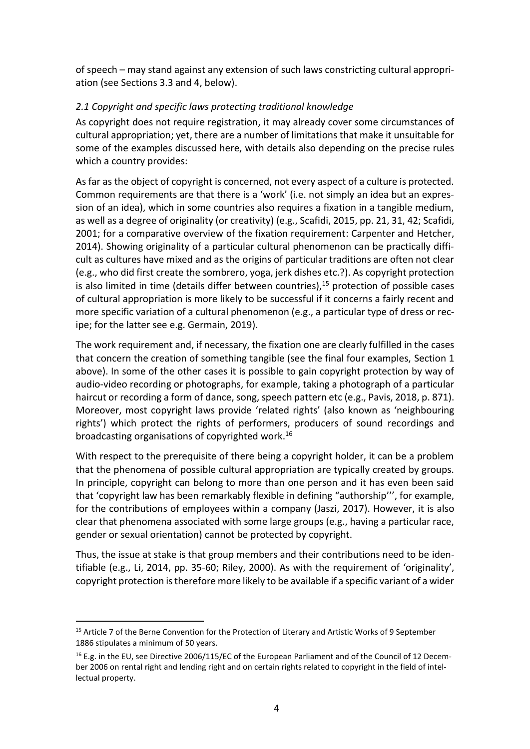of speech – may stand against any extension of such laws constricting cultural appropriation (see Sections 3.3 and 4, below).

### *2.1 Copyright and specific laws protecting traditional knowledge*

As copyright does not require registration, it may already cover some circumstances of cultural appropriation; yet, there are a number of limitations that make it unsuitable for some of the examples discussed here, with details also depending on the precise rules which a country provides:

As far as the object of copyright is concerned, not every aspect of a culture is protected. Common requirements are that there is a 'work' (i.e. not simply an idea but an expression of an idea), which in some countries also requires a fixation in a tangible medium, as well as a degree of originality (or creativity) (e.g., Scafidi, 2015, pp. 21, 31, 42; Scafidi, 2001; for a comparative overview of the fixation requirement: Carpenter and Hetcher, 2014). Showing originality of a particular cultural phenomenon can be practically difficult as cultures have mixed and as the origins of particular traditions are often not clear (e.g., who did first create the sombrero, yoga, jerk dishes etc.?). As copyright protection is also limited in time (details differ between countries),[15] protection of possible cases of cultural appropriation is more likely to be successful if it concerns a fairly recent and more specific variation of a cultural phenomenon (e.g., a particular type of dress or recipe; for the latter see e.g. Germain, 2019).

The work requirement and, if necessary, the fixation one are clearly fulfilled in the cases that concern the creation of something tangible (see the final four examples, Section 1 above). In some of the other cases it is possible to gain copyright protection by way of audio-video recording or photographs, for example, taking a photograph of a particular haircut or recording a form of dance, song, speech pattern etc (e.g., Pavis, 2018, p. 871). Moreover, most copyright laws provide 'related rights' (also known as 'neighbouring rights') which protect the rights of performers, producers of sound recordings and broadcasting organisations of copyrighted work.[16]

With respect to the prerequisite of there being a copyright holder, it can be a problem that the phenomena of possible cultural appropriation are typically created by groups. In principle, copyright can belong to more than one person and it has even been said that 'copyright law has been remarkably flexible in defining "authorship"', for example, for the contributions of employees within a company (Jaszi, 2017). However, it is also clear that phenomena associated with some large groups (e.g., having a particular race, gender or sexual orientation) cannot be protected by copyright.

Thus, the issue at stake is that group members and their contributions need to be identifiable (e.g., Li, 2014, pp. 35-60; Riley, 2000). As with the requirement of 'originality', copyright protection is therefore more likely to be available if a specific variant of a wider

---

[15] Article 7 of the Berne Convention for the Protection of Literary and Artistic Works of 9 September 1886 stipulates a minimum of 50 years.

[16] E.g. in the EU, see Directive 2006/115/EC of the European Parliament and of the Council of 12 December 2006 on rental right and lending right and on certain rights related to copyright in the field of intellectual property.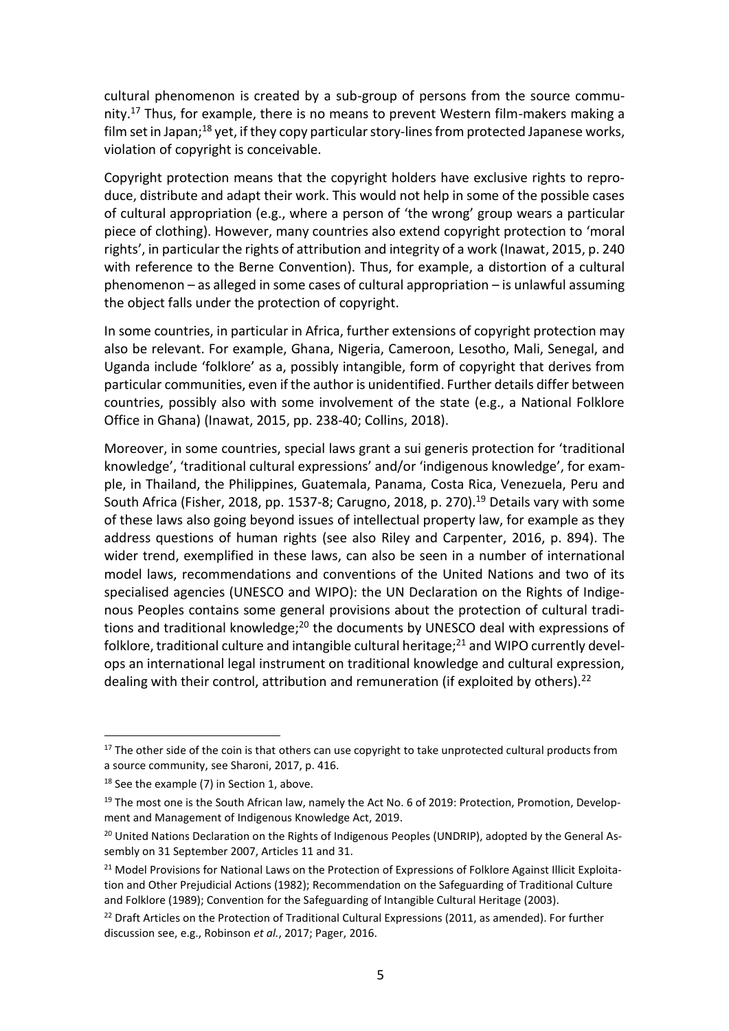cultural phenomenon is created by a sub-group of persons from the source community.[17] Thus, for example, there is no means to prevent Western film-makers making a film set in Japan;[18] yet, if they copy particular story-lines from protected Japanese works, violation of copyright is conceivable.

Copyright protection means that the copyright holders have exclusive rights to reproduce, distribute and adapt their work. This would not help in some of the possible cases of cultural appropriation (e.g., where a person of 'the wrong' group wears a particular piece of clothing). However, many countries also extend copyright protection to 'moral rights', in particular the rights of attribution and integrity of a work (Inawat, 2015, p. 240 with reference to the Berne Convention). Thus, for example, a distortion of a cultural phenomenon – as alleged in some cases of cultural appropriation – is unlawful assuming the object falls under the protection of copyright.

In some countries, in particular in Africa, further extensions of copyright protection may also be relevant. For example, Ghana, Nigeria, Cameroon, Lesotho, Mali, Senegal, and Uganda include 'folklore' as a, possibly intangible, form of copyright that derives from particular communities, even if the author is unidentified. Further details differ between countries, possibly also with some involvement of the state (e.g., a National Folklore Office in Ghana) (Inawat, 2015, pp. 238-40; Collins, 2018).

Moreover, in some countries, special laws grant a sui generis protection for 'traditional knowledge', 'traditional cultural expressions' and/or 'indigenous knowledge', for example, in Thailand, the Philippines, Guatemala, Panama, Costa Rica, Venezuela, Peru and South Africa (Fisher, 2018, pp. 1537-8; Carugno, 2018, p. 270).[19] Details vary with some of these laws also going beyond issues of intellectual property law, for example as they address questions of human rights (see also Riley and Carpenter, 2016, p. 894). The wider trend, exemplified in these laws, can also be seen in a number of international model laws, recommendations and conventions of the United Nations and two of its specialised agencies (UNESCO and WIPO): the UN Declaration on the Rights of Indigenous Peoples contains some general provisions about the protection of cultural traditions and traditional knowledge;[20] the documents by UNESCO deal with expressions of folklore, traditional culture and intangible cultural heritage;[21] and WIPO currently develops an international legal instrument on traditional knowledge and cultural expression, dealing with their control, attribution and remuneration (if exploited by others).[22]

---

[17] The other side of the coin is that others can use copyright to take unprotected cultural products from a source community, see Sharoni, 2017, p. 416.

[18] See the example (7) in Section 1, above.

[19] The most one is the South African law, namely the Act No. 6 of 2019: Protection, Promotion, Development and Management of Indigenous Knowledge Act, 2019.

[20] United Nations Declaration on the Rights of Indigenous Peoples (UNDRIP), adopted by the General Assembly on 31 September 2007, Articles 11 and 31.

[21] Model Provisions for National Laws on the Protection of Expressions of Folklore Against Illicit Exploitation and Other Prejudicial Actions (1982); Recommendation on the Safeguarding of Traditional Culture and Folklore (1989); Convention for the Safeguarding of Intangible Cultural Heritage (2003).

[22] Draft Articles on the Protection of Traditional Cultural Expressions (2011, as amended). For further discussion see, e.g., Robinson *et al.*, 2017; Pager, 2016.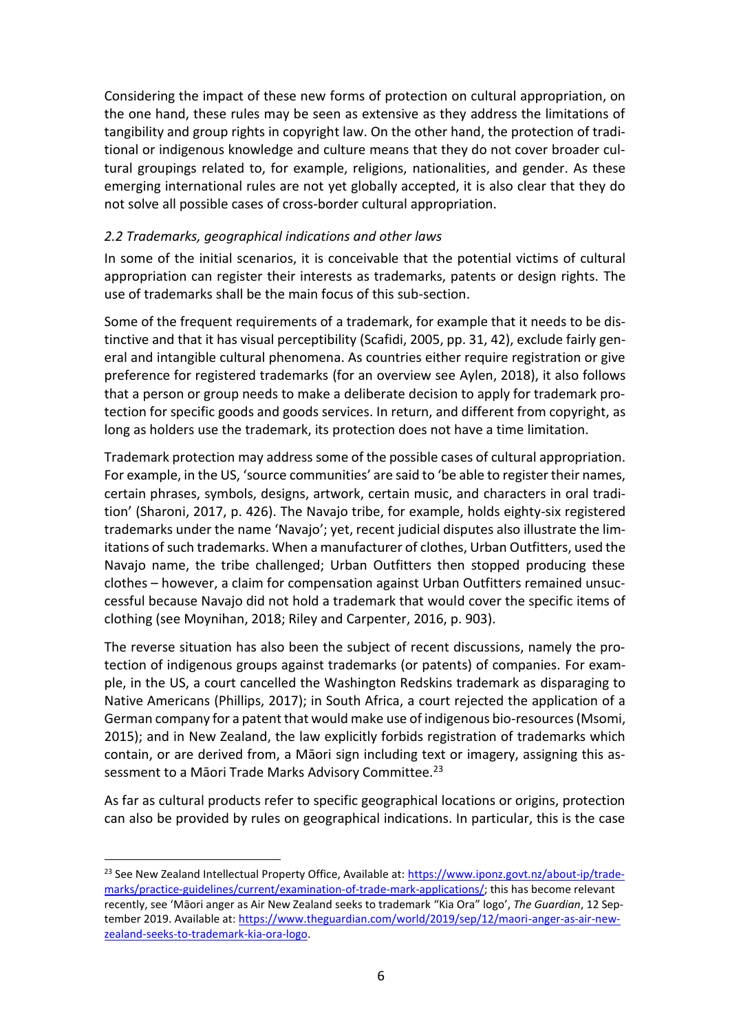Considering the impact of these new forms of protection on cultural appropriation, on the one hand, these rules may be seen as extensive as they address the limitations of tangibility and group rights in copyright law. On the other hand, the protection of traditional or indigenous knowledge and culture means that they do not cover broader cultural groupings related to, for example, religions, nationalities, and gender. As these emerging international rules are not yet globally accepted, it is also clear that they do not solve all possible cases of cross-border cultural appropriation.

### *2.2 Trademarks, geographical indications and other laws*

In some of the initial scenarios, it is conceivable that the potential victims of cultural appropriation can register their interests as trademarks, patents or design rights. The use of trademarks shall be the main focus of this sub-section.

Some of the frequent requirements of a trademark, for example that it needs to be distinctive and that it has visual perceptibility (Scafidi, 2005, pp. 31, 42), exclude fairly general and intangible cultural phenomena. As countries either require registration or give preference for registered trademarks (for an overview see Aylen, 2018), it also follows that a person or group needs to make a deliberate decision to apply for trademark protection for specific goods and goods services. In return, and different from copyright, as long as holders use the trademark, its protection does not have a time limitation.

Trademark protection may address some of the possible cases of cultural appropriation. For example, in the US, 'source communities' are said to 'be able to register their names, certain phrases, symbols, designs, artwork, certain music, and characters in oral tradition' (Sharoni, 2017, p. 426). The Navajo tribe, for example, holds eighty-six registered trademarks under the name 'Navajo'; yet, recent judicial disputes also illustrate the limitations of such trademarks. When a manufacturer of clothes, Urban Outfitters, used the Navajo name, the tribe challenged; Urban Outfitters then stopped producing these clothes – however, a claim for compensation against Urban Outfitters remained unsuccessful because Navajo did not hold a trademark that would cover the specific items of clothing (see Moynihan, 2018; Riley and Carpenter, 2016, p. 903).

The reverse situation has also been the subject of recent discussions, namely the protection of indigenous groups against trademarks (or patents) of companies. For example, in the US, a court cancelled the Washington Redskins trademark as disparaging to Native Americans (Phillips, 2017); in South Africa, a court rejected the application of a German company for a patent that would make use of indigenous bio-resources (Msomi, 2015); and in New Zealand, the law explicitly forbids registration of trademarks which contain, or are derived from, a Māori sign including text or imagery, assigning this assessment to a Māori Trade Marks Advisory Committee.[23]

As far as cultural products refer to specific geographical locations or origins, protection can also be provided by rules on geographical indications. In particular, this is the case

---

[23] See New Zealand Intellectual Property Office, Available at: https://www.iponz.govt.nz/about-ip/trade-marks/practice-guidelines/current/examination-of-trade-mark-applications/; this has become relevant recently, see 'Māori anger as Air New Zealand seeks to trademark "Kia Ora" logo', *The Guardian*, 12 September 2019. Available at: https://www.theguardian.com/world/2019/sep/12/maori-anger-as-air-new-zealand-seeks-to-trademark-kia-ora-logo.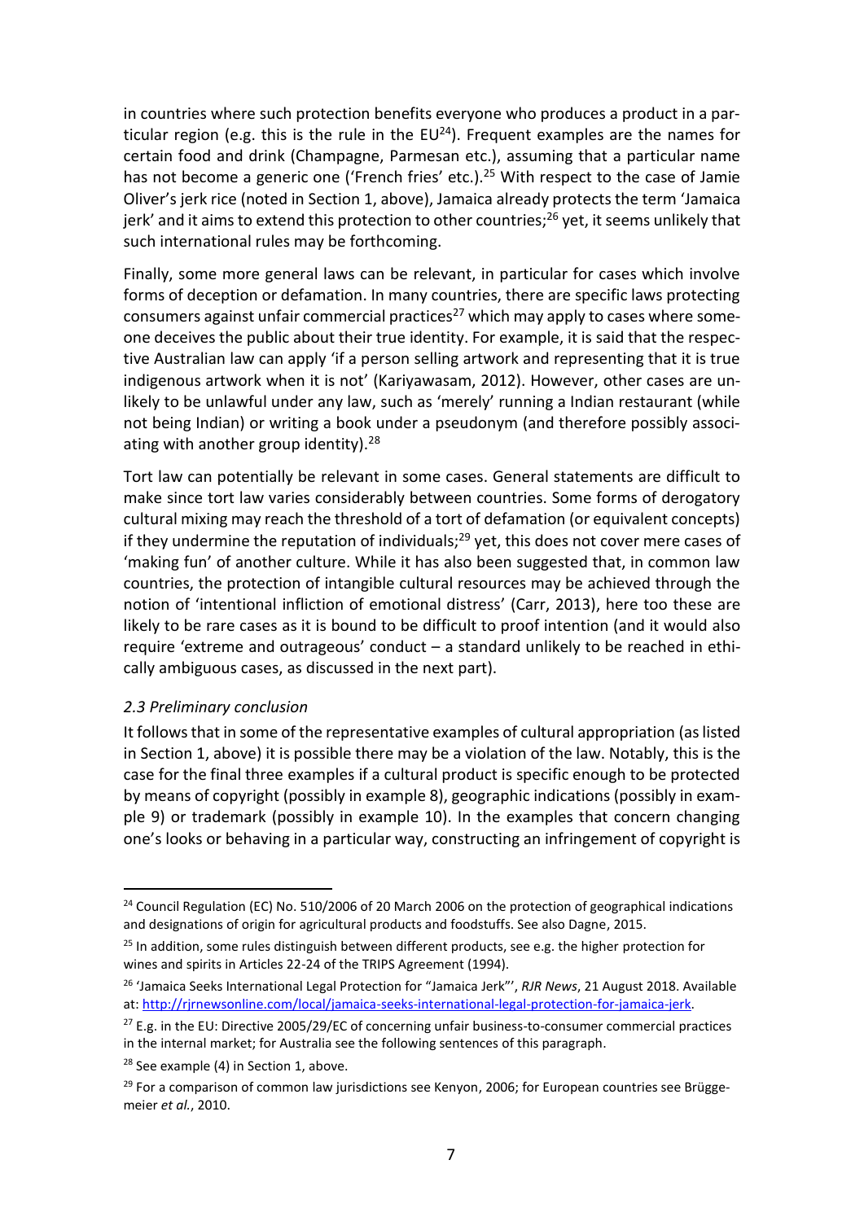in countries where such protection benefits everyone who produces a product in a particular region (e.g. this is the rule in the EU[24]). Frequent examples are the names for certain food and drink (Champagne, Parmesan etc.), assuming that a particular name has not become a generic one ('French fries' etc.).[25] With respect to the case of Jamie Oliver's jerk rice (noted in Section 1, above), Jamaica already protects the term 'Jamaica jerk' and it aims to extend this protection to other countries;[26] yet, it seems unlikely that such international rules may be forthcoming.

Finally, some more general laws can be relevant, in particular for cases which involve forms of deception or defamation. In many countries, there are specific laws protecting consumers against unfair commercial practices[27] which may apply to cases where someone deceives the public about their true identity. For example, it is said that the respective Australian law can apply 'if a person selling artwork and representing that it is true indigenous artwork when it is not' (Kariyawasam, 2012). However, other cases are unlikely to be unlawful under any law, such as 'merely' running a Indian restaurant (while not being Indian) or writing a book under a pseudonym (and therefore possibly associating with another group identity).[28]

Tort law can potentially be relevant in some cases. General statements are difficult to make since tort law varies considerably between countries. Some forms of derogatory cultural mixing may reach the threshold of a tort of defamation (or equivalent concepts) if they undermine the reputation of individuals;[29] yet, this does not cover mere cases of 'making fun' of another culture. While it has also been suggested that, in common law countries, the protection of intangible cultural resources may be achieved through the notion of 'intentional infliction of emotional distress' (Carr, 2013), here too these are likely to be rare cases as it is bound to be difficult to proof intention (and it would also require 'extreme and outrageous' conduct – a standard unlikely to be reached in ethically ambiguous cases, as discussed in the next part).

### *2.3 Preliminary conclusion*

It follows that in some of the representative examples of cultural appropriation (as listed in Section 1, above) it is possible there may be a violation of the law. Notably, this is the case for the final three examples if a cultural product is specific enough to be protected by means of copyright (possibly in example 8), geographic indications (possibly in example 9) or trademark (possibly in example 10). In the examples that concern changing one's looks or behaving in a particular way, constructing an infringement of copyright is

---

[24] Council Regulation (EC) No. 510/2006 of 20 March 2006 on the protection of geographical indications and designations of origin for agricultural products and foodstuffs. See also Dagne, 2015.

[25] In addition, some rules distinguish between different products, see e.g. the higher protection for wines and spirits in Articles 22-24 of the TRIPS Agreement (1994).

[26] 'Jamaica Seeks International Legal Protection for "Jamaica Jerk"', *RJR News*, 21 August 2018. Available at: http://rjrnewsonline.com/local/jamaica-seeks-international-legal-protection-for-jamaica-jerk.

[27] E.g. in the EU: Directive 2005/29/EC of concerning unfair business-to-consumer commercial practices in the internal market; for Australia see the following sentences of this paragraph.

[28] See example (4) in Section 1, above.

[29] For a comparison of common law jurisdictions see Kenyon, 2006; for European countries see Brüggemeier *et al.*, 2010.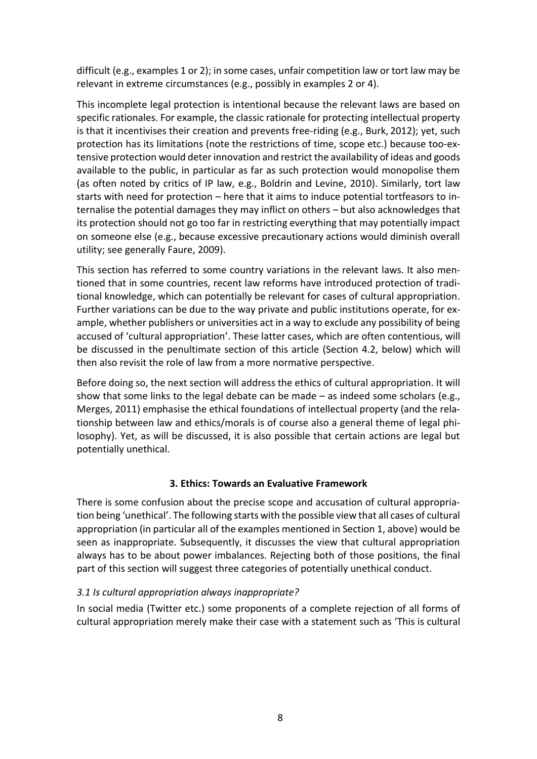difficult (e.g., examples 1 or 2); in some cases, unfair competition law or tort law may be relevant in extreme circumstances (e.g., possibly in examples 2 or 4).

This incomplete legal protection is intentional because the relevant laws are based on specific rationales. For example, the classic rationale for protecting intellectual property is that it incentivises their creation and prevents free-riding (e.g., Burk, 2012); yet, such protection has its limitations (note the restrictions of time, scope etc.) because too-extensive protection would deter innovation and restrict the availability of ideas and goods available to the public, in particular as far as such protection would monopolise them (as often noted by critics of IP law, e.g., Boldrin and Levine, 2010). Similarly, tort law starts with need for protection – here that it aims to induce potential tortfeasors to internalise the potential damages they may inflict on others – but also acknowledges that its protection should not go too far in restricting everything that may potentially impact on someone else (e.g., because excessive precautionary actions would diminish overall utility; see generally Faure, 2009).

This section has referred to some country variations in the relevant laws. It also mentioned that in some countries, recent law reforms have introduced protection of traditional knowledge, which can potentially be relevant for cases of cultural appropriation. Further variations can be due to the way private and public institutions operate, for example, whether publishers or universities act in a way to exclude any possibility of being accused of 'cultural appropriation'. These latter cases, which are often contentious, will be discussed in the penultimate section of this article (Section 4.2, below) which will then also revisit the role of law from a more normative perspective.

Before doing so, the next section will address the ethics of cultural appropriation. It will show that some links to the legal debate can be made – as indeed some scholars (e.g., Merges, 2011) emphasise the ethical foundations of intellectual property (and the relationship between law and ethics/morals is of course also a general theme of legal philosophy). Yet, as will be discussed, it is also possible that certain actions are legal but potentially unethical.

## 3. Ethics: Towards an Evaluative Framework

There is some confusion about the precise scope and accusation of cultural appropriation being 'unethical'. The following starts with the possible view that all cases of cultural appropriation (in particular all of the examples mentioned in Section 1, above) would be seen as inappropriate. Subsequently, it discusses the view that cultural appropriation always has to be about power imbalances. Rejecting both of those positions, the final part of this section will suggest three categories of potentially unethical conduct.

### *3.1 Is cultural appropriation always inappropriate?*

In social media (Twitter etc.) some proponents of a complete rejection of all forms of cultural appropriation merely make their case with a statement such as 'This is cultural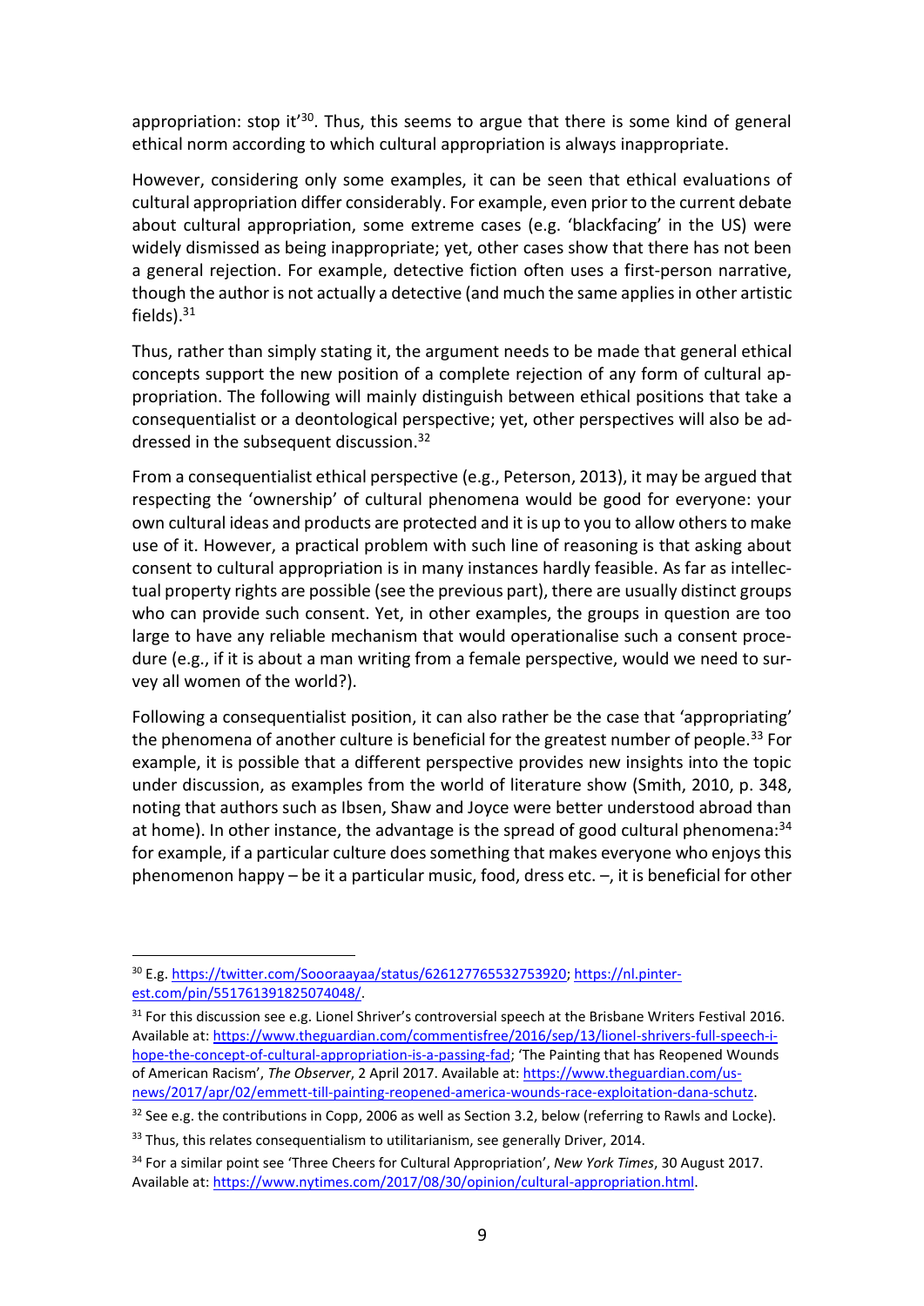appropriation: stop it'[30]. Thus, this seems to argue that there is some kind of general ethical norm according to which cultural appropriation is always inappropriate.

However, considering only some examples, it can be seen that ethical evaluations of cultural appropriation differ considerably. For example, even prior to the current debate about cultural appropriation, some extreme cases (e.g. 'blackfacing' in the US) were widely dismissed as being inappropriate; yet, other cases show that there has not been a general rejection. For example, detective fiction often uses a first-person narrative, though the author is not actually a detective (and much the same applies in other artistic fields).[31]

Thus, rather than simply stating it, the argument needs to be made that general ethical concepts support the new position of a complete rejection of any form of cultural appropriation. The following will mainly distinguish between ethical positions that take a consequentialist or a deontological perspective; yet, other perspectives will also be addressed in the subsequent discussion.[32]

From a consequentialist ethical perspective (e.g., Peterson, 2013), it may be argued that respecting the 'ownership' of cultural phenomena would be good for everyone: your own cultural ideas and products are protected and it is up to you to allow others to make use of it. However, a practical problem with such line of reasoning is that asking about consent to cultural appropriation is in many instances hardly feasible. As far as intellectual property rights are possible (see the previous part), there are usually distinct groups who can provide such consent. Yet, in other examples, the groups in question are too large to have any reliable mechanism that would operationalise such a consent procedure (e.g., if it is about a man writing from a female perspective, would we need to survey all women of the world?).

Following a consequentialist position, it can also rather be the case that 'appropriating' the phenomena of another culture is beneficial for the greatest number of people.[33] For example, it is possible that a different perspective provides new insights into the topic under discussion, as examples from the world of literature show (Smith, 2010, p. 348, noting that authors such as Ibsen, Shaw and Joyce were better understood abroad than at home). In other instance, the advantage is the spread of good cultural phenomena:[34] for example, if a particular culture does something that makes everyone who enjoys this phenomenon happy – be it a particular music, food, dress etc. –, it is beneficial for other

---

[30] E.g. https://twitter.com/Soooraayaa/status/626127765532753920; https://nl.pinterest.com/pin/551761391825074048/.

[31] For this discussion see e.g. Lionel Shriver's controversial speech at the Brisbane Writers Festival 2016. Available at: https://www.theguardian.com/commentisfree/2016/sep/13/lionel-shrivers-full-speech-i-hope-the-concept-of-cultural-appropriation-is-a-passing-fad; 'The Painting that has Reopened Wounds of American Racism', *The Observer*, 2 April 2017. Available at: https://www.theguardian.com/us-news/2017/apr/02/emmett-till-painting-reopened-america-wounds-race-exploitation-dana-schutz.

[32] See e.g. the contributions in Copp, 2006 as well as Section 3.2, below (referring to Rawls and Locke).

[33] Thus, this relates consequentialism to utilitarianism, see generally Driver, 2014.

[34] For a similar point see 'Three Cheers for Cultural Appropriation', *New York Times*, 30 August 2017. Available at: https://www.nytimes.com/2017/08/30/opinion/cultural-appropriation.html.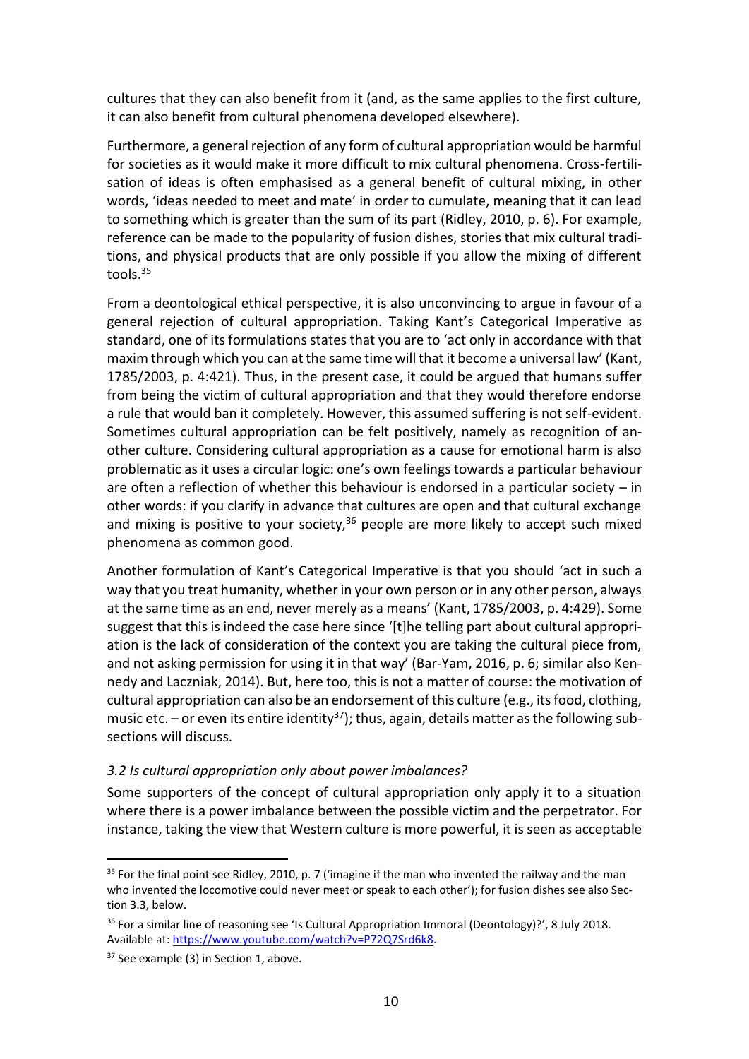cultures that they can also benefit from it (and, as the same applies to the first culture, it can also benefit from cultural phenomena developed elsewhere).

Furthermore, a general rejection of any form of cultural appropriation would be harmful for societies as it would make it more difficult to mix cultural phenomena. Cross-fertilisation of ideas is often emphasised as a general benefit of cultural mixing, in other words, 'ideas needed to meet and mate' in order to cumulate, meaning that it can lead to something which is greater than the sum of its part (Ridley, 2010, p. 6). For example, reference can be made to the popularity of fusion dishes, stories that mix cultural traditions, and physical products that are only possible if you allow the mixing of different tools.[35]

From a deontological ethical perspective, it is also unconvincing to argue in favour of a general rejection of cultural appropriation. Taking Kant's Categorical Imperative as standard, one of its formulations states that you are to 'act only in accordance with that maxim through which you can at the same time will that it become a universal law' (Kant, 1785/2003, p. 4:421). Thus, in the present case, it could be argued that humans suffer from being the victim of cultural appropriation and that they would therefore endorse a rule that would ban it completely. However, this assumed suffering is not self-evident. Sometimes cultural appropriation can be felt positively, namely as recognition of another culture. Considering cultural appropriation as a cause for emotional harm is also problematic as it uses a circular logic: one's own feelings towards a particular behaviour are often a reflection of whether this behaviour is endorsed in a particular society – in other words: if you clarify in advance that cultures are open and that cultural exchange and mixing is positive to your society,[36] people are more likely to accept such mixed phenomena as common good.

Another formulation of Kant's Categorical Imperative is that you should 'act in such a way that you treat humanity, whether in your own person or in any other person, always at the same time as an end, never merely as a means' (Kant, 1785/2003, p. 4:429). Some suggest that this is indeed the case here since '[t]he telling part about cultural appropriation is the lack of consideration of the context you are taking the cultural piece from, and not asking permission for using it in that way' (Bar-Yam, 2016, p. 6; similar also Kennedy and Laczniak, 2014). But, here too, this is not a matter of course: the motivation of cultural appropriation can also be an endorsement of this culture (e.g., its food, clothing, music etc. – or even its entire identity[37]); thus, again, details matter as the following subsections will discuss.

### *3.2 Is cultural appropriation only about power imbalances?*

Some supporters of the concept of cultural appropriation only apply it to a situation where there is a power imbalance between the possible victim and the perpetrator. For instance, taking the view that Western culture is more powerful, it is seen as acceptable

---

[35] For the final point see Ridley, 2010, p. 7 ('imagine if the man who invented the railway and the man who invented the locomotive could never meet or speak to each other'); for fusion dishes see also Section 3.3, below.

[36] For a similar line of reasoning see 'Is Cultural Appropriation Immoral (Deontology)?', 8 July 2018. Available at: https://www.youtube.com/watch?v=P72Q7Srd6k8.

[37] See example (3) in Section 1, above.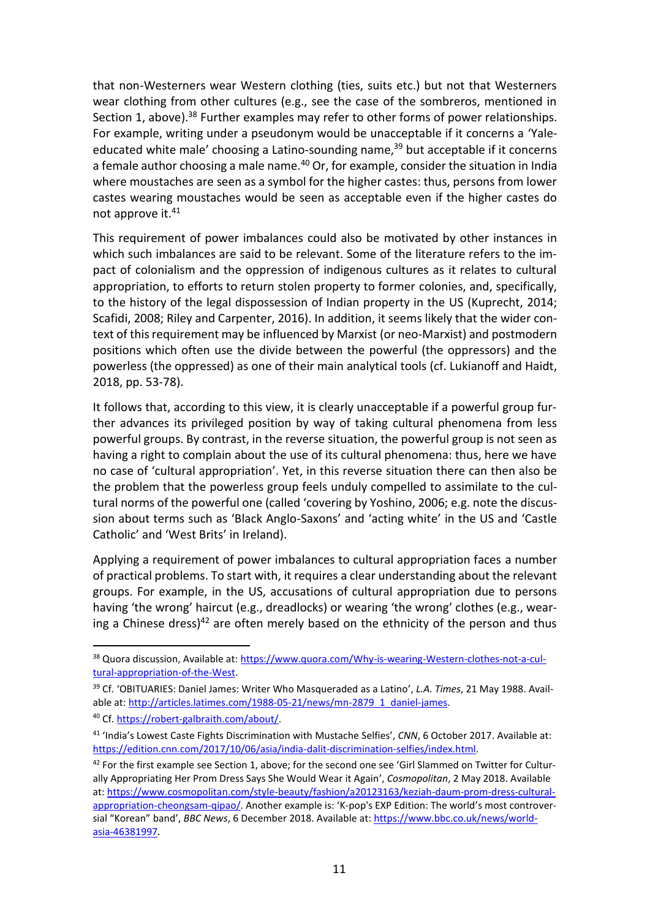that non-Westerners wear Western clothing (ties, suits etc.) but not that Westerners wear clothing from other cultures (e.g., see the case of the sombreros, mentioned in Section 1, above).[38] Further examples may refer to other forms of power relationships. For example, writing under a pseudonym would be unacceptable if it concerns a 'Yale-educated white male' choosing a Latino-sounding name,[39] but acceptable if it concerns a female author choosing a male name.[40] Or, for example, consider the situation in India where moustaches are seen as a symbol for the higher castes: thus, persons from lower castes wearing moustaches would be seen as acceptable even if the higher castes do not approve it.[41]

This requirement of power imbalances could also be motivated by other instances in which such imbalances are said to be relevant. Some of the literature refers to the impact of colonialism and the oppression of indigenous cultures as it relates to cultural appropriation, to efforts to return stolen property to former colonies, and, specifically, to the history of the legal dispossession of Indian property in the US (Kuprecht, 2014; Scafidi, 2008; Riley and Carpenter, 2016). In addition, it seems likely that the wider context of this requirement may be influenced by Marxist (or neo-Marxist) and postmodern positions which often use the divide between the powerful (the oppressors) and the powerless (the oppressed) as one of their main analytical tools (cf. Lukianoff and Haidt, 2018, pp. 53-78).

It follows that, according to this view, it is clearly unacceptable if a powerful group further advances its privileged position by way of taking cultural phenomena from less powerful groups. By contrast, in the reverse situation, the powerful group is not seen as having a right to complain about the use of its cultural phenomena: thus, here we have no case of 'cultural appropriation'. Yet, in this reverse situation there can then also be the problem that the powerless group feels unduly compelled to assimilate to the cultural norms of the powerful one (called 'covering by Yoshino, 2006; e.g. note the discussion about terms such as 'Black Anglo-Saxons' and 'acting white' in the US and 'Castle Catholic' and 'West Brits' in Ireland).

Applying a requirement of power imbalances to cultural appropriation faces a number of practical problems. To start with, it requires a clear understanding about the relevant groups. For example, in the US, accusations of cultural appropriation due to persons having 'the wrong' haircut (e.g., dreadlocks) or wearing 'the wrong' clothes (e.g., wearing a Chinese dress)[42] are often merely based on the ethnicity of the person and thus

---

[38] Quora discussion, Available at: https://www.quora.com/Why-is-wearing-Western-clothes-not-a-cultural-appropriation-of-the-West.

[39] Cf. 'OBITUARIES: Daniel James: Writer Who Masqueraded as a Latino', *L.A. Times*, 21 May 1988. Available at: http://articles.latimes.com/1988-05-21/news/mn-2879_1_daniel-james.

[40] Cf. https://robert-galbraith.com/about/.

[41] 'India's Lowest Caste Fights Discrimination with Mustache Selfies', *CNN*, 6 October 2017. Available at: https://edition.cnn.com/2017/10/06/asia/india-dalit-discrimination-selfies/index.html.

[42] For the first example see Section 1, above; for the second one see 'Girl Slammed on Twitter for Culturally Appropriating Her Prom Dress Says She Would Wear it Again', *Cosmopolitan*, 2 May 2018. Available at: https://www.cosmopolitan.com/style-beauty/fashion/a20123163/keziah-daum-prom-dress-cultural-appropriation-cheongsam-qipao/. Another example is: 'K-pop's EXP Edition: The world's most controversial "Korean" band', *BBC News*, 6 December 2018. Available at: https://www.bbc.co.uk/news/world-asia-46381997.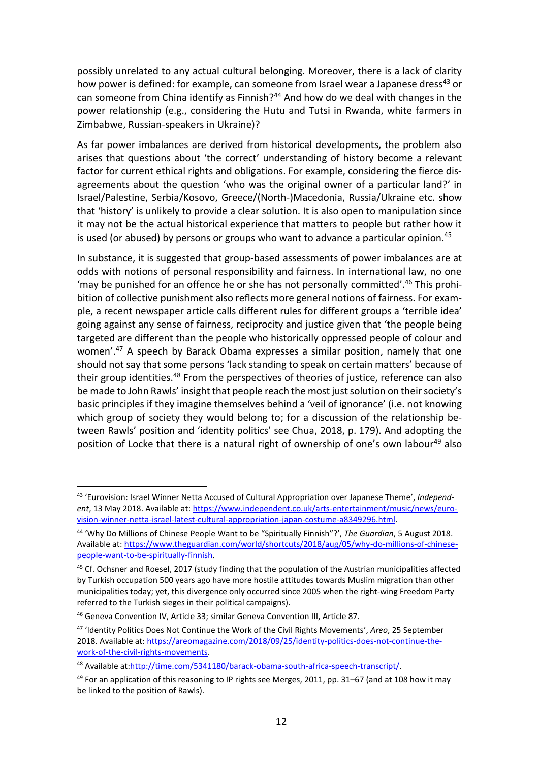possibly unrelated to any actual cultural belonging. Moreover, there is a lack of clarity how power is defined: for example, can someone from Israel wear a Japanese dress[43] or can someone from China identify as Finnish?[44] And how do we deal with changes in the power relationship (e.g., considering the Hutu and Tutsi in Rwanda, white farmers in Zimbabwe, Russian-speakers in Ukraine)?

As far power imbalances are derived from historical developments, the problem also arises that questions about 'the correct' understanding of history become a relevant factor for current ethical rights and obligations. For example, considering the fierce disagreements about the question 'who was the original owner of a particular land?' in Israel/Palestine, Serbia/Kosovo, Greece/(North-)Macedonia, Russia/Ukraine etc. show that 'history' is unlikely to provide a clear solution. It is also open to manipulation since it may not be the actual historical experience that matters to people but rather how it is used (or abused) by persons or groups who want to advance a particular opinion.[45]

In substance, it is suggested that group-based assessments of power imbalances are at odds with notions of personal responsibility and fairness. In international law, no one 'may be punished for an offence he or she has not personally committed'.[46] This prohibition of collective punishment also reflects more general notions of fairness. For example, a recent newspaper article calls different rules for different groups a 'terrible idea' going against any sense of fairness, reciprocity and justice given that 'the people being targeted are different than the people who historically oppressed people of colour and women'.[47] A speech by Barack Obama expresses a similar position, namely that one should not say that some persons 'lack standing to speak on certain matters' because of their group identities.[48] From the perspectives of theories of justice, reference can also be made to John Rawls' insight that people reach the most just solution on their society's basic principles if they imagine themselves behind a 'veil of ignorance' (i.e. not knowing which group of society they would belong to; for a discussion of the relationship between Rawls' position and 'identity politics' see Chua, 2018, p. 179). And adopting the position of Locke that there is a natural right of ownership of one's own labour[49] also

---

[43] 'Eurovision: Israel Winner Netta Accused of Cultural Appropriation over Japanese Theme', *Independent*, 13 May 2018. Available at: https://www.independent.co.uk/arts-entertainment/music/news/eurovision-winner-netta-israel-latest-cultural-appropriation-japan-costume-a8349296.html.

[44] 'Why Do Millions of Chinese People Want to be "Spiritually Finnish"?', *The Guardian*, 5 August 2018. Available at: https://www.theguardian.com/world/shortcuts/2018/aug/05/why-do-millions-of-chinese-people-want-to-be-spiritually-finnish.

[45] Cf. Ochsner and Roesel, 2017 (study finding that the population of the Austrian municipalities affected by Turkish occupation 500 years ago have more hostile attitudes towards Muslim migration than other municipalities today; yet, this divergence only occurred since 2005 when the right-wing Freedom Party referred to the Turkish sieges in their political campaigns).

[46] Geneva Convention IV, Article 33; similar Geneva Convention III, Article 87.

[47] 'Identity Politics Does Not Continue the Work of the Civil Rights Movements', *Areo*, 25 September 2018. Available at: https://areomagazine.com/2018/09/25/identity-politics-does-not-continue-the-work-of-the-civil-rights-movements.

[48] Available at: http://time.com/5341180/barack-obama-south-africa-speech-transcript/.

[49] For an application of this reasoning to IP rights see Merges, 2011, pp. 31–67 (and at 108 how it may be linked to the position of Rawls).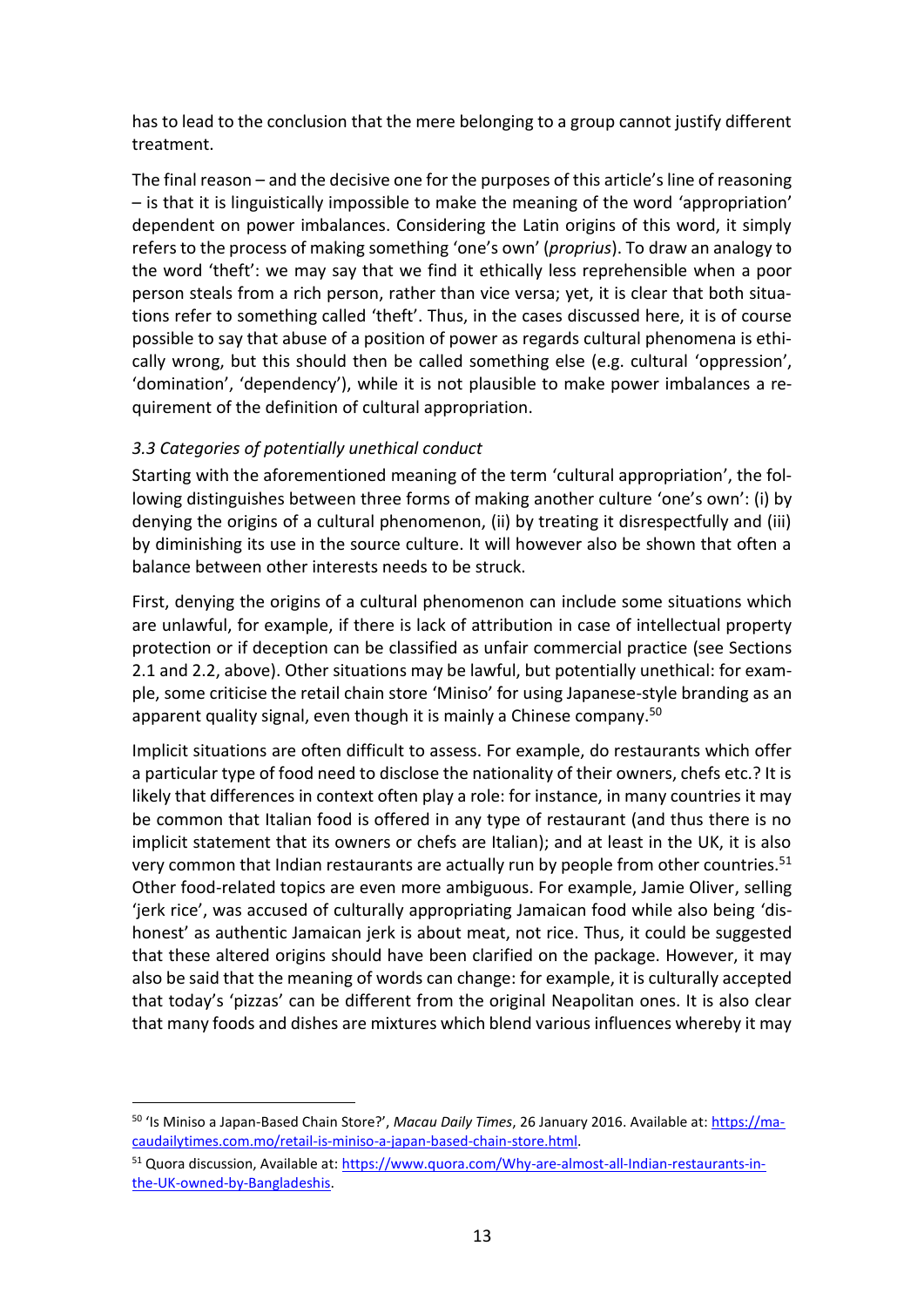has to lead to the conclusion that the mere belonging to a group cannot justify different treatment.

The final reason – and the decisive one for the purposes of this article's line of reasoning – is that it is linguistically impossible to make the meaning of the word 'appropriation' dependent on power imbalances. Considering the Latin origins of this word, it simply refers to the process of making something 'one's own' (*proprius*). To draw an analogy to the word 'theft': we may say that we find it ethically less reprehensible when a poor person steals from a rich person, rather than vice versa; yet, it is clear that both situations refer to something called 'theft'. Thus, in the cases discussed here, it is of course possible to say that abuse of a position of power as regards cultural phenomena is ethically wrong, but this should then be called something else (e.g. cultural 'oppression', 'domination', 'dependency'), while it is not plausible to make power imbalances a requirement of the definition of cultural appropriation.

### *3.3 Categories of potentially unethical conduct*

Starting with the aforementioned meaning of the term 'cultural appropriation', the following distinguishes between three forms of making another culture 'one's own': (i) by denying the origins of a cultural phenomenon, (ii) by treating it disrespectfully and (iii) by diminishing its use in the source culture. It will however also be shown that often a balance between other interests needs to be struck.

First, denying the origins of a cultural phenomenon can include some situations which are unlawful, for example, if there is lack of attribution in case of intellectual property protection or if deception can be classified as unfair commercial practice (see Sections 2.1 and 2.2, above). Other situations may be lawful, but potentially unethical: for example, some criticise the retail chain store 'Miniso' for using Japanese-style branding as an apparent quality signal, even though it is mainly a Chinese company.[50]

Implicit situations are often difficult to assess. For example, do restaurants which offer a particular type of food need to disclose the nationality of their owners, chefs etc.? It is likely that differences in context often play a role: for instance, in many countries it may be common that Italian food is offered in any type of restaurant (and thus there is no implicit statement that its owners or chefs are Italian); and at least in the UK, it is also very common that Indian restaurants are actually run by people from other countries.[51] Other food-related topics are even more ambiguous. For example, Jamie Oliver, selling 'jerk rice', was accused of culturally appropriating Jamaican food while also being 'dishonest' as authentic Jamaican jerk is about meat, not rice. Thus, it could be suggested that these altered origins should have been clarified on the package. However, it may also be said that the meaning of words can change: for example, it is culturally accepted that today's 'pizzas' can be different from the original Neapolitan ones. It is also clear that many foods and dishes are mixtures which blend various influences whereby it may

---

[50] 'Is Miniso a Japan-Based Chain Store?', *Macau Daily Times*, 26 January 2016. Available at: https://macaudailytimes.com.mo/retail-is-miniso-a-japan-based-chain-store.html.

[51] Quora discussion, Available at: https://www.quora.com/Why-are-almost-all-Indian-restaurants-in-the-UK-owned-by-Bangladeshis.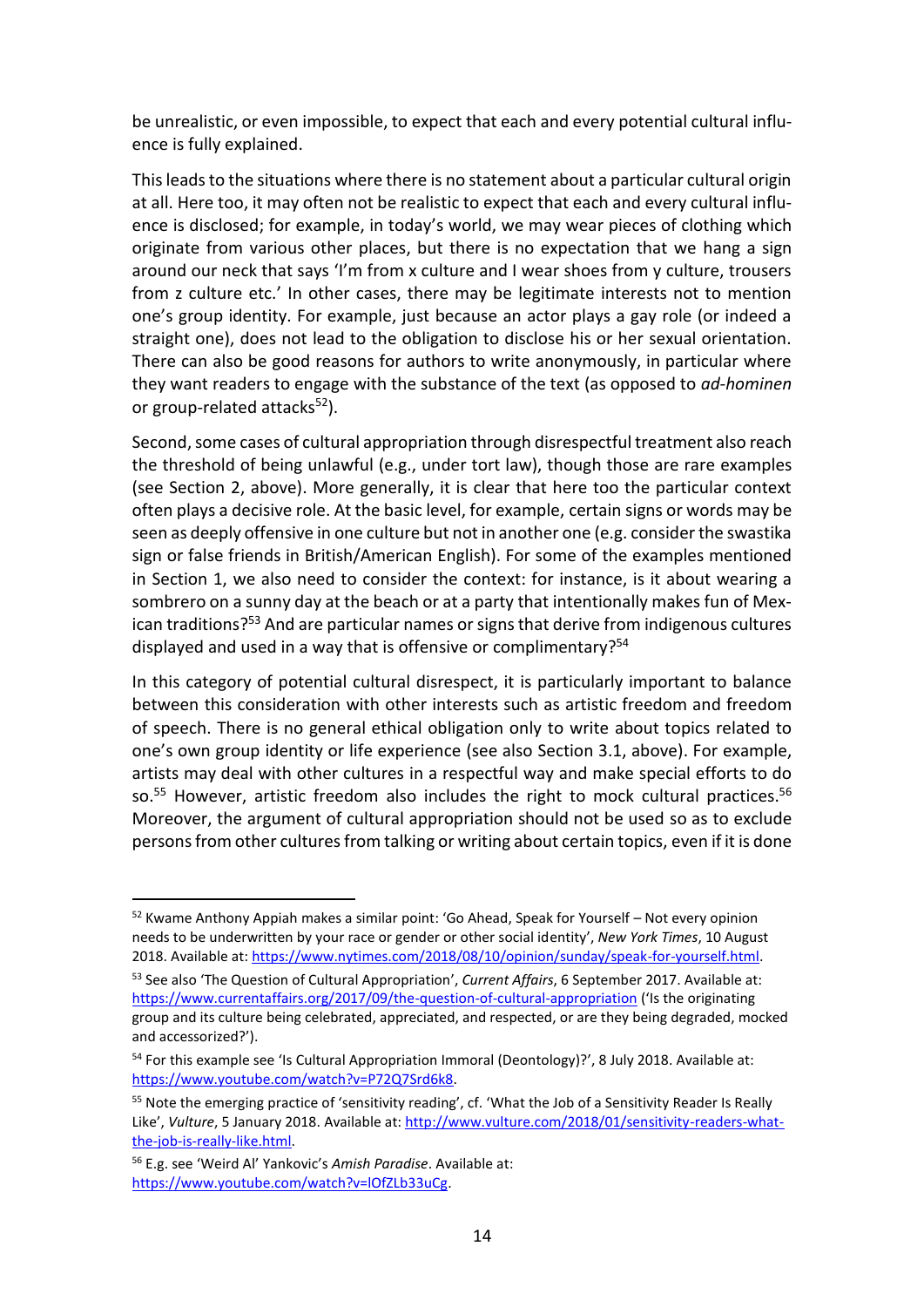be unrealistic, or even impossible, to expect that each and every potential cultural influence is fully explained.

This leads to the situations where there is no statement about a particular cultural origin at all. Here too, it may often not be realistic to expect that each and every cultural influence is disclosed; for example, in today's world, we may wear pieces of clothing which originate from various other places, but there is no expectation that we hang a sign around our neck that says 'I'm from x culture and I wear shoes from y culture, trousers from z culture etc.' In other cases, there may be legitimate interests not to mention one's group identity. For example, just because an actor plays a gay role (or indeed a straight one), does not lead to the obligation to disclose his or her sexual orientation. There can also be good reasons for authors to write anonymously, in particular where they want readers to engage with the substance of the text (as opposed to *ad-hominen* or group-related attacks[52]).

Second, some cases of cultural appropriation through disrespectful treatment also reach the threshold of being unlawful (e.g., under tort law), though those are rare examples (see Section 2, above). More generally, it is clear that here too the particular context often plays a decisive role. At the basic level, for example, certain signs or words may be seen as deeply offensive in one culture but not in another one (e.g. consider the swastika sign or false friends in British/American English). For some of the examples mentioned in Section 1, we also need to consider the context: for instance, is it about wearing a sombrero on a sunny day at the beach or at a party that intentionally makes fun of Mexican traditions?[53] And are particular names or signs that derive from indigenous cultures displayed and used in a way that is offensive or complimentary?[54]

In this category of potential cultural disrespect, it is particularly important to balance between this consideration with other interests such as artistic freedom and freedom of speech. There is no general ethical obligation only to write about topics related to one's own group identity or life experience (see also Section 3.1, above). For example, artists may deal with other cultures in a respectful way and make special efforts to do so.[55] However, artistic freedom also includes the right to mock cultural practices.[56] Moreover, the argument of cultural appropriation should not be used so as to exclude persons from other cultures from talking or writing about certain topics, even if it is done

---

[52] Kwame Anthony Appiah makes a similar point: 'Go Ahead, Speak for Yourself – Not every opinion needs to be underwritten by your race or gender or other social identity', *New York Times*, 10 August 2018. Available at: https://www.nytimes.com/2018/08/10/opinion/sunday/speak-for-yourself.html.

[53] See also 'The Question of Cultural Appropriation', *Current Affairs*, 6 September 2017. Available at: https://www.currentaffairs.org/2017/09/the-question-of-cultural-appropriation ('Is the originating group and its culture being celebrated, appreciated, and respected, or are they being degraded, mocked and accessorized?').

[54] For this example see 'Is Cultural Appropriation Immoral (Deontology)?', 8 July 2018. Available at: https://www.youtube.com/watch?v=P72Q7Srd6k8.

[55] Note the emerging practice of 'sensitivity reading', cf. 'What the Job of a Sensitivity Reader Is Really Like', *Vulture*, 5 January 2018. Available at: http://www.vulture.com/2018/01/sensitivity-readers-what-the-job-is-really-like.html.

[56] E.g. see 'Weird Al' Yankovic's *Amish Paradise*. Available at: https://www.youtube.com/watch?v=lOfZLb33uCg.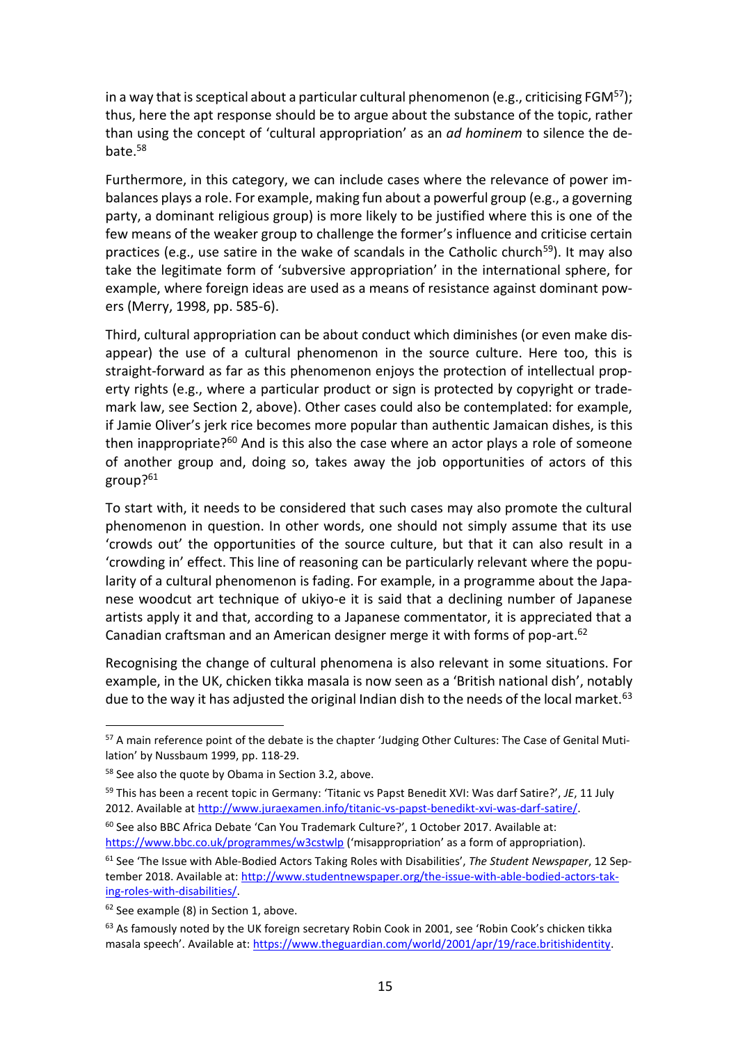in a way that is sceptical about a particular cultural phenomenon (e.g., criticising FGM[57]); thus, here the apt response should be to argue about the substance of the topic, rather than using the concept of 'cultural appropriation' as an *ad hominem* to silence the debate.[58]

Furthermore, in this category, we can include cases where the relevance of power imbalances plays a role. For example, making fun about a powerful group (e.g., a governing party, a dominant religious group) is more likely to be justified where this is one of the few means of the weaker group to challenge the former's influence and criticise certain practices (e.g., use satire in the wake of scandals in the Catholic church[59]). It may also take the legitimate form of 'subversive appropriation' in the international sphere, for example, where foreign ideas are used as a means of resistance against dominant powers (Merry, 1998, pp. 585-6).

Third, cultural appropriation can be about conduct which diminishes (or even make disappear) the use of a cultural phenomenon in the source culture. Here too, this is straight-forward as far as this phenomenon enjoys the protection of intellectual property rights (e.g., where a particular product or sign is protected by copyright or trademark law, see Section 2, above). Other cases could also be contemplated: for example, if Jamie Oliver's jerk rice becomes more popular than authentic Jamaican dishes, is this then inappropriate?[60] And is this also the case where an actor plays a role of someone of another group and, doing so, takes away the job opportunities of actors of this group?[61]

To start with, it needs to be considered that such cases may also promote the cultural phenomenon in question. In other words, one should not simply assume that its use 'crowds out' the opportunities of the source culture, but that it can also result in a 'crowding in' effect. This line of reasoning can be particularly relevant where the popularity of a cultural phenomenon is fading. For example, in a programme about the Japanese woodcut art technique of ukiyo-e it is said that a declining number of Japanese artists apply it and that, according to a Japanese commentator, it is appreciated that a Canadian craftsman and an American designer merge it with forms of pop-art.[62]

Recognising the change of cultural phenomena is also relevant in some situations. For example, in the UK, chicken tikka masala is now seen as a 'British national dish', notably due to the way it has adjusted the original Indian dish to the needs of the local market.[63]

---

[57] A main reference point of the debate is the chapter 'Judging Other Cultures: The Case of Genital Mutilation' by Nussbaum 1999, pp. 118-29.

[58] See also the quote by Obama in Section 3.2, above.

[59] This has been a recent topic in Germany: 'Titanic vs Papst Benedit XVI: Was darf Satire?', *JE*, 11 July 2012. Available at http://www.juraexamen.info/titanic-vs-papst-benedikt-xvi-was-darf-satire/.

[60] See also BBC Africa Debate 'Can You Trademark Culture?', 1 October 2017. Available at: https://www.bbc.co.uk/programmes/w3cstwlp ('misappropriation' as a form of appropriation).

[61] See 'The Issue with Able-Bodied Actors Taking Roles with Disabilities', *The Student Newspaper*, 12 September 2018. Available at: http://www.studentnewspaper.org/the-issue-with-able-bodied-actors-taking-roles-with-disabilities/.

[62] See example (8) in Section 1, above.

[63] As famously noted by the UK foreign secretary Robin Cook in 2001, see 'Robin Cook's chicken tikka masala speech'. Available at: https://www.theguardian.com/world/2001/apr/19/race.britishidentity.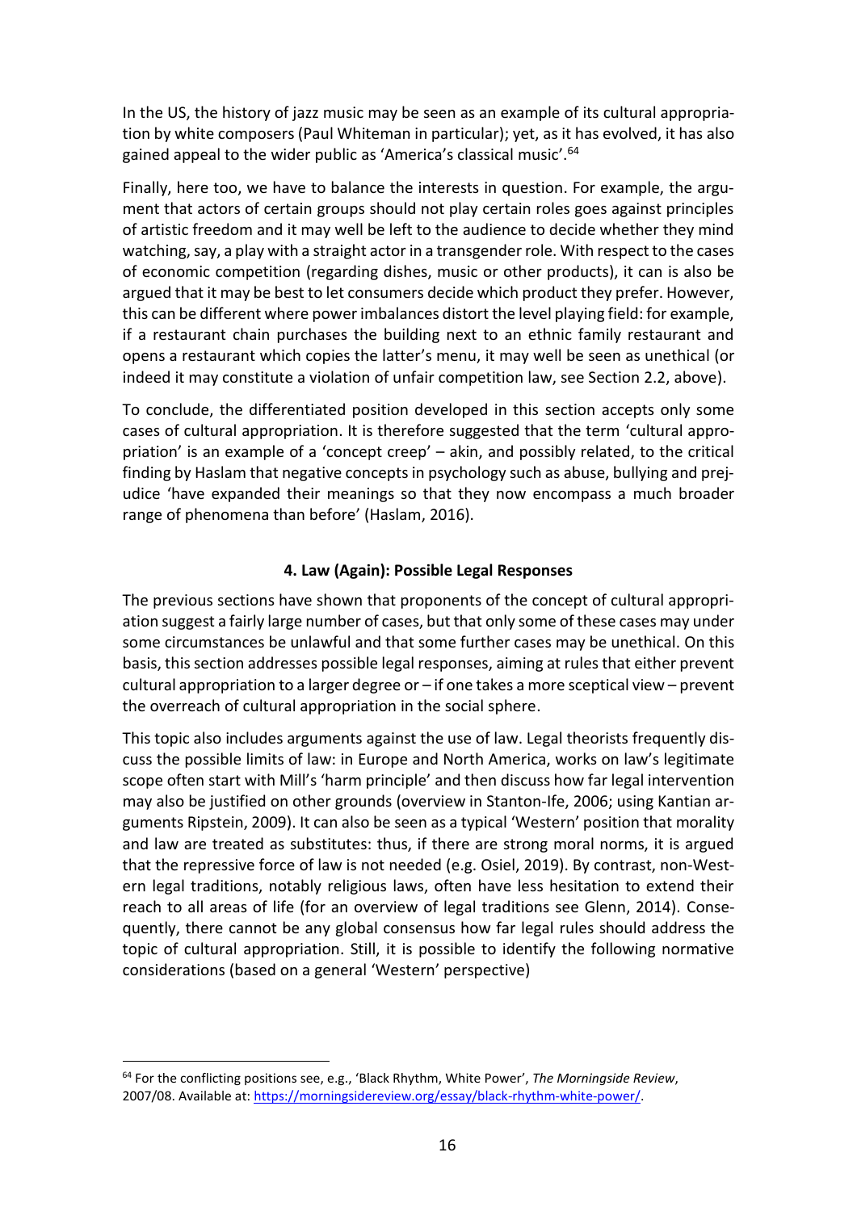In the US, the history of jazz music may be seen as an example of its cultural appropriation by white composers (Paul Whiteman in particular); yet, as it has evolved, it has also gained appeal to the wider public as 'America's classical music'.[64]

Finally, here too, we have to balance the interests in question. For example, the argument that actors of certain groups should not play certain roles goes against principles of artistic freedom and it may well be left to the audience to decide whether they mind watching, say, a play with a straight actor in a transgender role. With respect to the cases of economic competition (regarding dishes, music or other products), it can is also be argued that it may be best to let consumers decide which product they prefer. However, this can be different where power imbalances distort the level playing field: for example, if a restaurant chain purchases the building next to an ethnic family restaurant and opens a restaurant which copies the latter's menu, it may well be seen as unethical (or indeed it may constitute a violation of unfair competition law, see Section 2.2, above).

To conclude, the differentiated position developed in this section accepts only some cases of cultural appropriation. It is therefore suggested that the term 'cultural appropriation' is an example of a 'concept creep' – akin, and possibly related, to the critical finding by Haslam that negative concepts in psychology such as abuse, bullying and prejudice 'have expanded their meanings so that they now encompass a much broader range of phenomena than before' (Haslam, 2016).

## 4. Law (Again): Possible Legal Responses

The previous sections have shown that proponents of the concept of cultural appropriation suggest a fairly large number of cases, but that only some of these cases may under some circumstances be unlawful and that some further cases may be unethical. On this basis, this section addresses possible legal responses, aiming at rules that either prevent cultural appropriation to a larger degree or – if one takes a more sceptical view – prevent the overreach of cultural appropriation in the social sphere.

This topic also includes arguments against the use of law. Legal theorists frequently discuss the possible limits of law: in Europe and North America, works on law's legitimate scope often start with Mill's 'harm principle' and then discuss how far legal intervention may also be justified on other grounds (overview in Stanton-Ife, 2006; using Kantian arguments Ripstein, 2009). It can also be seen as a typical 'Western' position that morality and law are treated as substitutes: thus, if there are strong moral norms, it is argued that the repressive force of law is not needed (e.g. Osiel, 2019). By contrast, non-Western legal traditions, notably religious laws, often have less hesitation to extend their reach to all areas of life (for an overview of legal traditions see Glenn, 2014). Consequently, there cannot be any global consensus how far legal rules should address the topic of cultural appropriation. Still, it is possible to identify the following normative considerations (based on a general 'Western' perspective)

---

[64] For the conflicting positions see, e.g., 'Black Rhythm, White Power', *The Morningside Review*, 2007/08. Available at: https://morningsidereview.org/essay/black-rhythm-white-power/.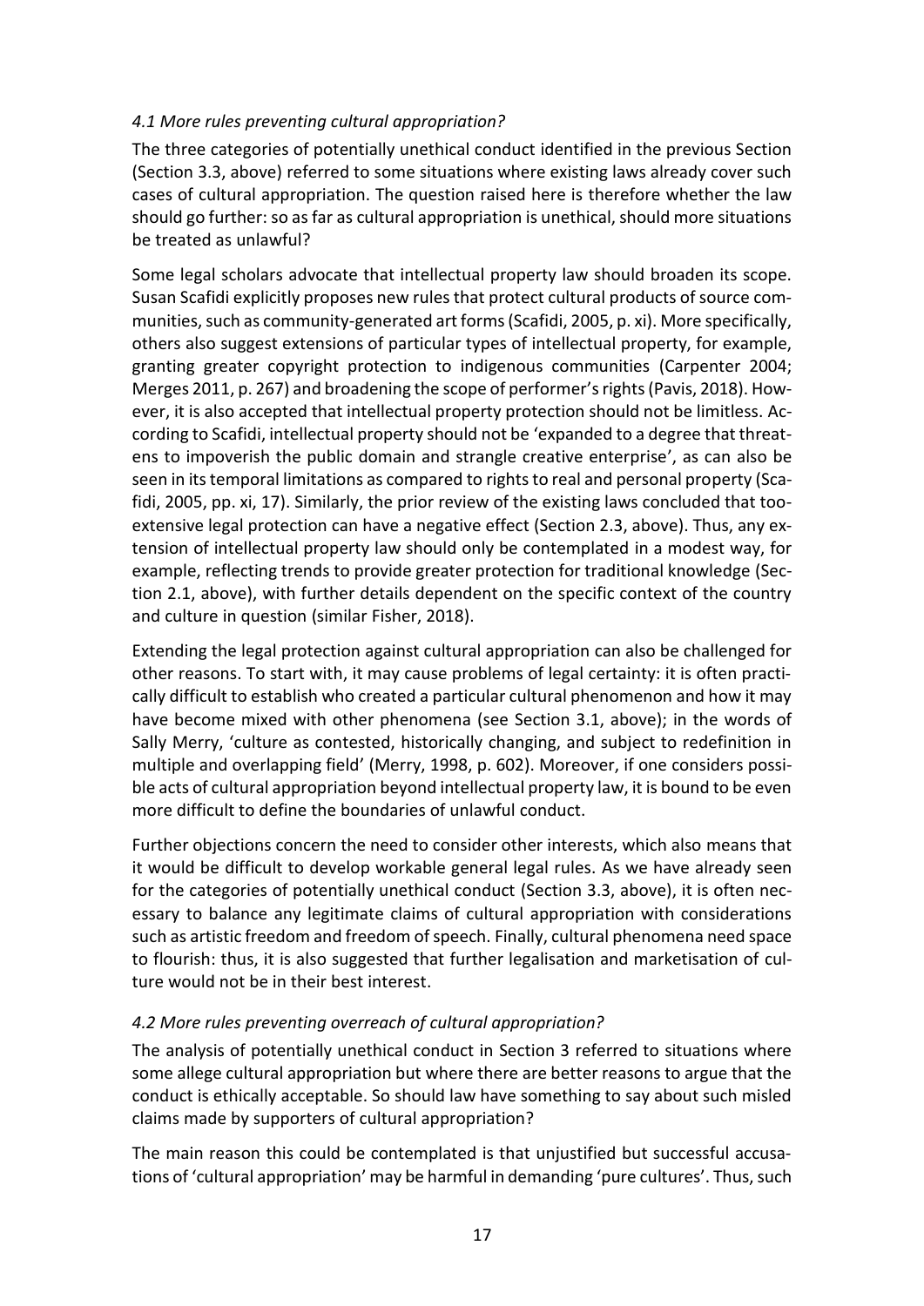### *4.1 More rules preventing cultural appropriation?*

The three categories of potentially unethical conduct identified in the previous Section (Section 3.3, above) referred to some situations where existing laws already cover such cases of cultural appropriation. The question raised here is therefore whether the law should go further: so as far as cultural appropriation is unethical, should more situations be treated as unlawful?

Some legal scholars advocate that intellectual property law should broaden its scope. Susan Scafidi explicitly proposes new rules that protect cultural products of source communities, such as community-generated art forms (Scafidi, 2005, p. xi). More specifically, others also suggest extensions of particular types of intellectual property, for example, granting greater copyright protection to indigenous communities (Carpenter 2004; Merges 2011, p. 267) and broadening the scope of performer's rights (Pavis, 2018). However, it is also accepted that intellectual property protection should not be limitless. According to Scafidi, intellectual property should not be 'expanded to a degree that threatens to impoverish the public domain and strangle creative enterprise', as can also be seen in its temporal limitations as compared to rights to real and personal property (Scafidi, 2005, pp. xi, 17). Similarly, the prior review of the existing laws concluded that too-extensive legal protection can have a negative effect (Section 2.3, above). Thus, any extension of intellectual property law should only be contemplated in a modest way, for example, reflecting trends to provide greater protection for traditional knowledge (Section 2.1, above), with further details dependent on the specific context of the country and culture in question (similar Fisher, 2018).

Extending the legal protection against cultural appropriation can also be challenged for other reasons. To start with, it may cause problems of legal certainty: it is often practically difficult to establish who created a particular cultural phenomenon and how it may have become mixed with other phenomena (see Section 3.1, above); in the words of Sally Merry, 'culture as contested, historically changing, and subject to redefinition in multiple and overlapping field' (Merry, 1998, p. 602). Moreover, if one considers possible acts of cultural appropriation beyond intellectual property law, it is bound to be even more difficult to define the boundaries of unlawful conduct.

Further objections concern the need to consider other interests, which also means that it would be difficult to develop workable general legal rules. As we have already seen for the categories of potentially unethical conduct (Section 3.3, above), it is often necessary to balance any legitimate claims of cultural appropriation with considerations such as artistic freedom and freedom of speech. Finally, cultural phenomena need space to flourish: thus, it is also suggested that further legalisation and marketisation of culture would not be in their best interest.

### *4.2 More rules preventing overreach of cultural appropriation?*

The analysis of potentially unethical conduct in Section 3 referred to situations where some allege cultural appropriation but where there are better reasons to argue that the conduct is ethically acceptable. So should law have something to say about such misled claims made by supporters of cultural appropriation?

The main reason this could be contemplated is that unjustified but successful accusations of 'cultural appropriation' may be harmful in demanding 'pure cultures'. Thus, such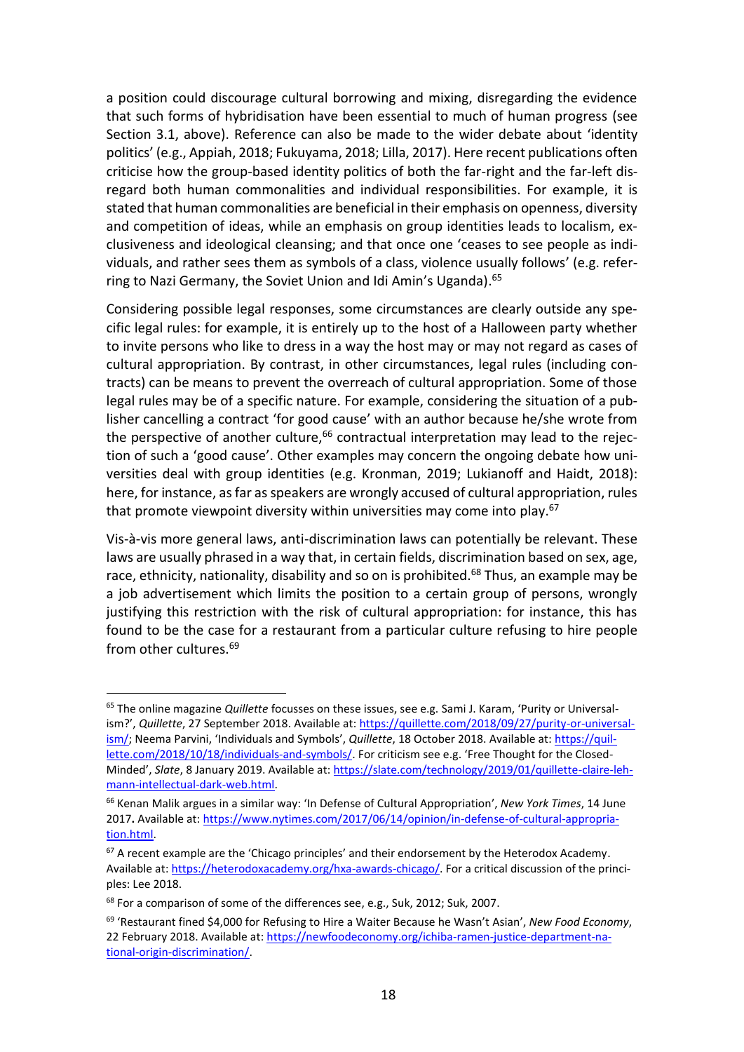a position could discourage cultural borrowing and mixing, disregarding the evidence that such forms of hybridisation have been essential to much of human progress (see Section 3.1, above). Reference can also be made to the wider debate about 'identity politics' (e.g., Appiah, 2018; Fukuyama, 2018; Lilla, 2017). Here recent publications often criticise how the group-based identity politics of both the far-right and the far-left disregard both human commonalities and individual responsibilities. For example, it is stated that human commonalities are beneficial in their emphasis on openness, diversity and competition of ideas, while an emphasis on group identities leads to localism, exclusiveness and ideological cleansing; and that once one 'ceases to see people as individuals, and rather sees them as symbols of a class, violence usually follows' (e.g. referring to Nazi Germany, the Soviet Union and Idi Amin's Uganda).[65]

Considering possible legal responses, some circumstances are clearly outside any specific legal rules: for example, it is entirely up to the host of a Halloween party whether to invite persons who like to dress in a way the host may or may not regard as cases of cultural appropriation. By contrast, in other circumstances, legal rules (including contracts) can be means to prevent the overreach of cultural appropriation. Some of those legal rules may be of a specific nature. For example, considering the situation of a publisher cancelling a contract 'for good cause' with an author because he/she wrote from the perspective of another culture,[66] contractual interpretation may lead to the rejection of such a 'good cause'. Other examples may concern the ongoing debate how universities deal with group identities (e.g. Kronman, 2019; Lukianoff and Haidt, 2018): here, for instance, as far as speakers are wrongly accused of cultural appropriation, rules that promote viewpoint diversity within universities may come into play.[67]

Vis-à-vis more general laws, anti-discrimination laws can potentially be relevant. These laws are usually phrased in a way that, in certain fields, discrimination based on sex, age, race, ethnicity, nationality, disability and so on is prohibited.[68] Thus, an example may be a job advertisement which limits the position to a certain group of persons, wrongly justifying this restriction with the risk of cultural appropriation: for instance, this has found to be the case for a restaurant from a particular culture refusing to hire people from other cultures.[69]

---

[65] The online magazine *Quillette* focusses on these issues, see e.g. Sami J. Karam, 'Purity or Universalism?', *Quillette*, 27 September 2018. Available at: https://quillette.com/2018/09/27/purity-or-universalism/; Neema Parvini, 'Individuals and Symbols', *Quillette*, 18 October 2018. Available at: https://quillette.com/2018/10/18/individuals-and-symbols/. For criticism see e.g. 'Free Thought for the Closed-Minded', *Slate*, 8 January 2019. Available at: https://slate.com/technology/2019/01/quillette-claire-lehmann-intellectual-dark-web.html.

[66] Kenan Malik argues in a similar way: 'In Defense of Cultural Appropriation', *New York Times*, 14 June 2017. Available at: https://www.nytimes.com/2017/06/14/opinion/in-defense-of-cultural-appropriation.html.

[67] A recent example are the 'Chicago principles' and their endorsement by the Heterodox Academy. Available at: https://heterodoxacademy.org/hxa-awards-chicago/. For a critical discussion of the principles: Lee 2018.

[68] For a comparison of some of the differences see, e.g., Suk, 2012; Suk, 2007.

[69] 'Restaurant fined $4,000 for Refusing to Hire a Waiter Because he Wasn't Asian', *New Food Economy*, 22 February 2018. Available at: https://newfoodeconomy.org/ichiba-ramen-justice-department-national-origin-discrimination/.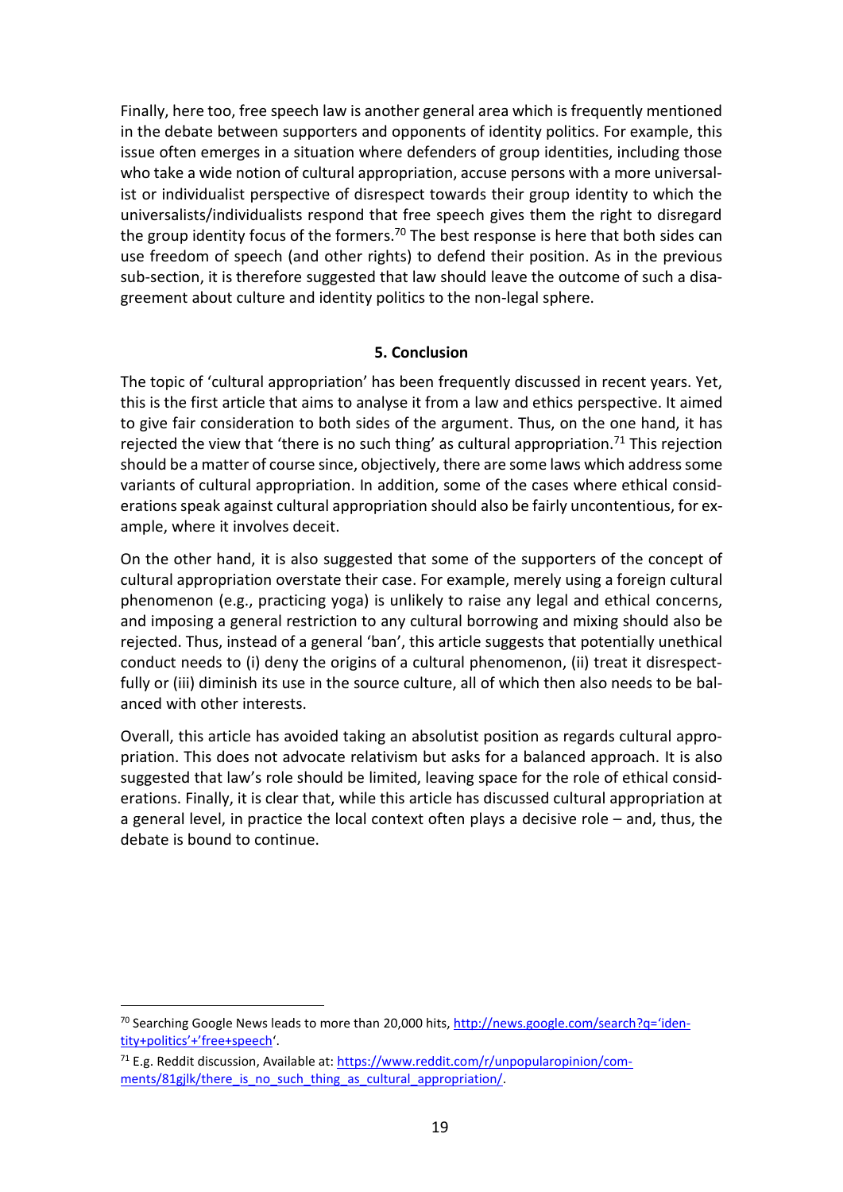Finally, here too, free speech law is another general area which is frequently mentioned in the debate between supporters and opponents of identity politics. For example, this issue often emerges in a situation where defenders of group identities, including those who take a wide notion of cultural appropriation, accuse persons with a more universalist or individualist perspective of disrespect towards their group identity to which the universalists/individualists respond that free speech gives them the right to disregard the group identity focus of the formers.[70] The best response is here that both sides can use freedom of speech (and other rights) to defend their position. As in the previous sub-section, it is therefore suggested that law should leave the outcome of such a disagreement about culture and identity politics to the non-legal sphere.

## 5. Conclusion

The topic of 'cultural appropriation' has been frequently discussed in recent years. Yet, this is the first article that aims to analyse it from a law and ethics perspective. It aimed to give fair consideration to both sides of the argument. Thus, on the one hand, it has rejected the view that 'there is no such thing' as cultural appropriation.[71] This rejection should be a matter of course since, objectively, there are some laws which address some variants of cultural appropriation. In addition, some of the cases where ethical considerations speak against cultural appropriation should also be fairly uncontentious, for example, where it involves deceit.

On the other hand, it is also suggested that some of the supporters of the concept of cultural appropriation overstate their case. For example, merely using a foreign cultural phenomenon (e.g., practicing yoga) is unlikely to raise any legal and ethical concerns, and imposing a general restriction to any cultural borrowing and mixing should also be rejected. Thus, instead of a general 'ban', this article suggests that potentially unethical conduct needs to (i) deny the origins of a cultural phenomenon, (ii) treat it disrespectfully or (iii) diminish its use in the source culture, all of which then also needs to be balanced with other interests.

Overall, this article has avoided taking an absolutist position as regards cultural appropriation. This does not advocate relativism but asks for a balanced approach. It is also suggested that law's role should be limited, leaving space for the role of ethical considerations. Finally, it is clear that, while this article has discussed cultural appropriation at a general level, in practice the local context often plays a decisive role – and, thus, the debate is bound to continue.

---

[70] Searching Google News leads to more than 20,000 hits, http://news.google.com/search?q='identity+politics'+'free+speech'.

[71] E.g. Reddit discussion, Available at: https://www.reddit.com/r/unpopularopinion/comments/81gjlk/there_is_no_such_thing_as_cultural_appropriation/.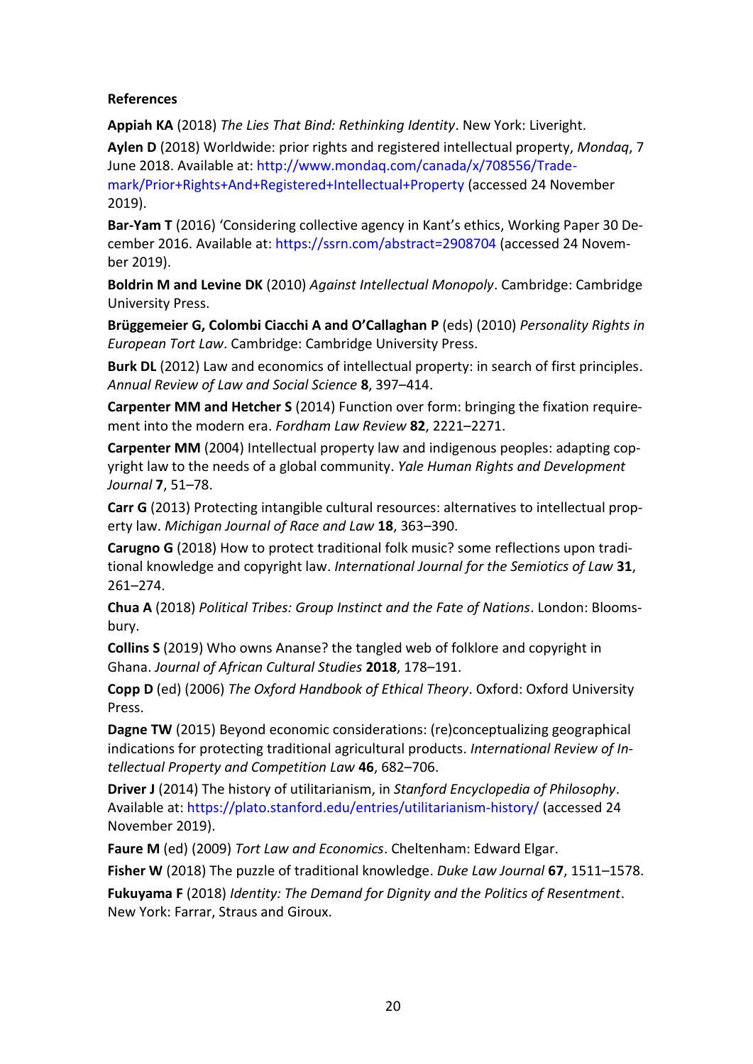**References**

**Appiah KA** (2018) *The Lies That Bind: Rethinking Identity*. New York: Liveright.

**Aylen D** (2018) Worldwide: prior rights and registered intellectual property, *Mondaq*, 7 June 2018. Available at: http://www.mondaq.com/canada/x/708556/Trade-mark/Prior+Rights+And+Registered+Intellectual+Property (accessed 24 November 2019).

**Bar-Yam T** (2016) 'Considering collective agency in Kant's ethics, Working Paper 30 December 2016. Available at: https://ssrn.com/abstract=2908704 (accessed 24 November 2019).

**Boldrin M and Levine DK** (2010) *Against Intellectual Monopoly*. Cambridge: Cambridge University Press.

**Brüggemeier G, Colombi Ciacchi A and O'Callaghan P** (eds) (2010) *Personality Rights in European Tort Law*. Cambridge: Cambridge University Press.

**Burk DL** (2012) Law and economics of intellectual property: in search of first principles. *Annual Review of Law and Social Science* **8**, 397–414.

**Carpenter MM and Hetcher S** (2014) Function over form: bringing the fixation requirement into the modern era. *Fordham Law Review* **82**, 2221–2271.

**Carpenter MM** (2004) Intellectual property law and indigenous peoples: adapting copyright law to the needs of a global community. *Yale Human Rights and Development Journal* **7**, 51–78.

**Carr G** (2013) Protecting intangible cultural resources: alternatives to intellectual property law. *Michigan Journal of Race and Law* **18**, 363–390.

**Carugno G** (2018) How to protect traditional folk music? some reflections upon traditional knowledge and copyright law. *International Journal for the Semiotics of Law* **31**, 261–274.

**Chua A** (2018) *Political Tribes: Group Instinct and the Fate of Nations*. London: Bloomsbury.

**Collins S** (2019) Who owns Ananse? the tangled web of folklore and copyright in Ghana. *Journal of African Cultural Studies* **2018**, 178–191.

**Copp D** (ed) (2006) *The Oxford Handbook of Ethical Theory*. Oxford: Oxford University Press.

**Dagne TW** (2015) Beyond economic considerations: (re)conceptualizing geographical indications for protecting traditional agricultural products. *International Review of Intellectual Property and Competition Law* **46**, 682–706.

**Driver J** (2014) The history of utilitarianism, in *Stanford Encyclopedia of Philosophy*. Available at: https://plato.stanford.edu/entries/utilitarianism-history/ (accessed 24 November 2019).

**Faure M** (ed) (2009) *Tort Law and Economics*. Cheltenham: Edward Elgar.

**Fisher W** (2018) The puzzle of traditional knowledge. *Duke Law Journal* **67**, 1511–1578.

**Fukuyama F** (2018) *Identity: The Demand for Dignity and the Politics of Resentment*. New York: Farrar, Straus and Giroux.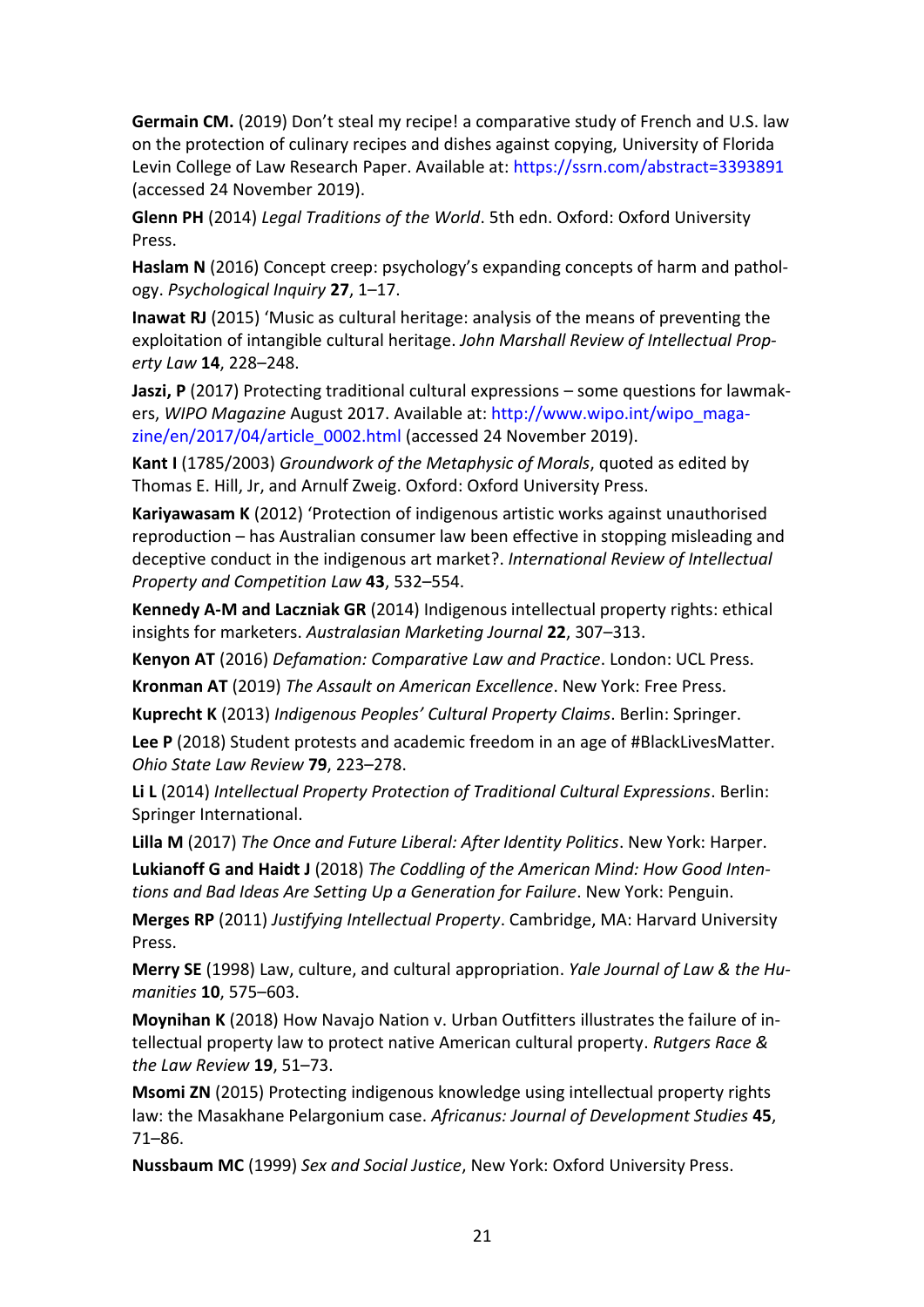**Germain CM.** (2019) Don't steal my recipe! a comparative study of French and U.S. law on the protection of culinary recipes and dishes against copying, University of Florida Levin College of Law Research Paper. Available at: https://ssrn.com/abstract=3393891 (accessed 24 November 2019).

**Glenn PH** (2014) *Legal Traditions of the World*. 5th edn. Oxford: Oxford University Press.

**Haslam N** (2016) Concept creep: psychology's expanding concepts of harm and pathology. *Psychological Inquiry* **27**, 1–17.

**Inawat RJ** (2015) 'Music as cultural heritage: analysis of the means of preventing the exploitation of intangible cultural heritage. *John Marshall Review of Intellectual Property Law* **14**, 228–248.

**Jaszi, P** (2017) Protecting traditional cultural expressions – some questions for lawmakers, *WIPO Magazine* August 2017. Available at: http://www.wipo.int/wipo_magazine/en/2017/04/article_0002.html (accessed 24 November 2019).

**Kant I** (1785/2003) *Groundwork of the Metaphysic of Morals*, quoted as edited by Thomas E. Hill, Jr, and Arnulf Zweig. Oxford: Oxford University Press.

**Kariyawasam K** (2012) 'Protection of indigenous artistic works against unauthorised reproduction – has Australian consumer law been effective in stopping misleading and deceptive conduct in the indigenous art market?. *International Review of Intellectual Property and Competition Law* **43**, 532–554.

**Kennedy A-M and Laczniak GR** (2014) Indigenous intellectual property rights: ethical insights for marketers. *Australasian Marketing Journal* **22**, 307–313.

**Kenyon AT** (2016) *Defamation: Comparative Law and Practice*. London: UCL Press.

**Kronman AT** (2019) *The Assault on American Excellence*. New York: Free Press.

**Kuprecht K** (2013) *Indigenous Peoples' Cultural Property Claims*. Berlin: Springer.

**Lee P** (2018) Student protests and academic freedom in an age of #BlackLivesMatter. *Ohio State Law Review* **79**, 223–278.

**Li L** (2014) *Intellectual Property Protection of Traditional Cultural Expressions*. Berlin: Springer International.

**Lilla M** (2017) *The Once and Future Liberal: After Identity Politics*. New York: Harper.

**Lukianoff G and Haidt J** (2018) *The Coddling of the American Mind: How Good Intentions and Bad Ideas Are Setting Up a Generation for Failure*. New York: Penguin.

**Merges RP** (2011) *Justifying Intellectual Property*. Cambridge, MA: Harvard University Press.

**Merry SE** (1998) Law, culture, and cultural appropriation. *Yale Journal of Law & the Humanities* **10**, 575–603.

**Moynihan K** (2018) How Navajo Nation v. Urban Outfitters illustrates the failure of intellectual property law to protect native American cultural property. *Rutgers Race & the Law Review* **19**, 51–73.

**Msomi ZN** (2015) Protecting indigenous knowledge using intellectual property rights law: the Masakhane Pelargonium case. *Africanus: Journal of Development Studies* **45**, 71–86.

**Nussbaum MC** (1999) *Sex and Social Justice*, New York: Oxford University Press.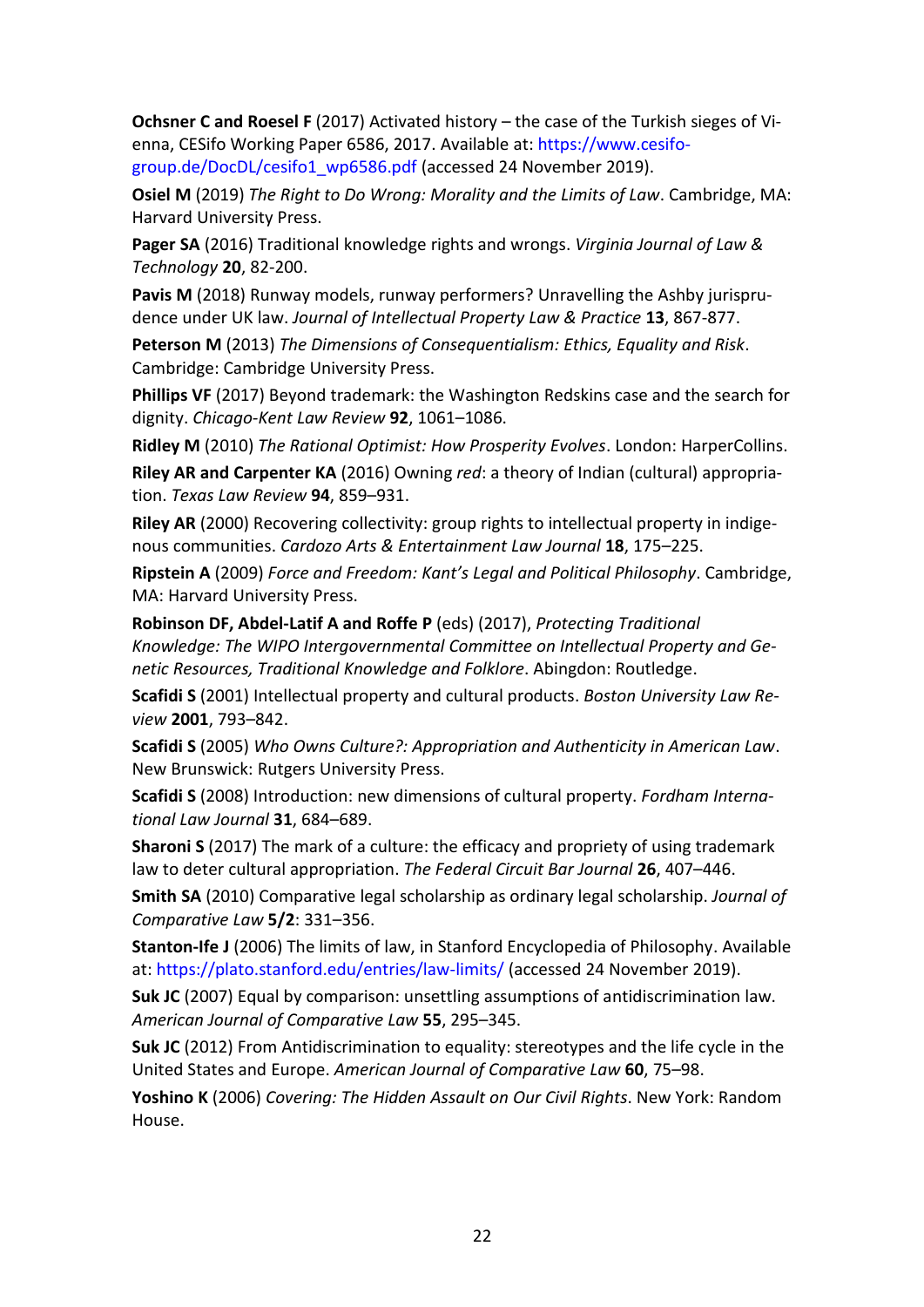**Ochsner C and Roesel F** (2017) Activated history – the case of the Turkish sieges of Vienna, CESifo Working Paper 6586, 2017. Available at: https://www.cesifo-group.de/DocDL/cesifo1_wp6586.pdf (accessed 24 November 2019).

**Osiel M** (2019) *The Right to Do Wrong: Morality and the Limits of Law*. Cambridge, MA: Harvard University Press.

**Pager SA** (2016) Traditional knowledge rights and wrongs. *Virginia Journal of Law & Technology* **20**, 82-200.

**Pavis M** (2018) Runway models, runway performers? Unravelling the Ashby jurisprudence under UK law. *Journal of Intellectual Property Law & Practice* **13**, 867-877.

**Peterson M** (2013) *The Dimensions of Consequentialism: Ethics, Equality and Risk*. Cambridge: Cambridge University Press.

**Phillips VF** (2017) Beyond trademark: the Washington Redskins case and the search for dignity. *Chicago-Kent Law Review* **92**, 1061–1086.

**Ridley M** (2010) *The Rational Optimist: How Prosperity Evolves*. London: HarperCollins.

**Riley AR and Carpenter KA** (2016) Owning *red*: a theory of Indian (cultural) appropriation. *Texas Law Review* **94**, 859–931.

**Riley AR** (2000) Recovering collectivity: group rights to intellectual property in indigenous communities. *Cardozo Arts & Entertainment Law Journal* **18**, 175–225.

**Ripstein A** (2009) *Force and Freedom: Kant's Legal and Political Philosophy*. Cambridge, MA: Harvard University Press.

**Robinson DF, Abdel-Latif A and Roffe P** (eds) (2017), *Protecting Traditional Knowledge: The WIPO Intergovernmental Committee on Intellectual Property and Genetic Resources, Traditional Knowledge and Folklore*. Abingdon: Routledge.

**Scafidi S** (2001) Intellectual property and cultural products. *Boston University Law Review* **2001**, 793–842.

**Scafidi S** (2005) *Who Owns Culture?: Appropriation and Authenticity in American Law*. New Brunswick: Rutgers University Press.

**Scafidi S** (2008) Introduction: new dimensions of cultural property. *Fordham International Law Journal* **31**, 684–689.

**Sharoni S** (2017) The mark of a culture: the efficacy and propriety of using trademark law to deter cultural appropriation. *The Federal Circuit Bar Journal* **26**, 407–446.

**Smith SA** (2010) Comparative legal scholarship as ordinary legal scholarship. *Journal of Comparative Law* **5/2**: 331–356.

**Stanton-Ife J** (2006) The limits of law, in Stanford Encyclopedia of Philosophy. Available at: https://plato.stanford.edu/entries/law-limits/ (accessed 24 November 2019).

**Suk JC** (2007) Equal by comparison: unsettling assumptions of antidiscrimination law. *American Journal of Comparative Law* **55**, 295–345.

**Suk JC** (2012) From Antidiscrimination to equality: stereotypes and the life cycle in the United States and Europe. *American Journal of Comparative Law* **60**, 75–98.

**Yoshino K** (2006) *Covering: The Hidden Assault on Our Civil Rights*. New York: Random House.